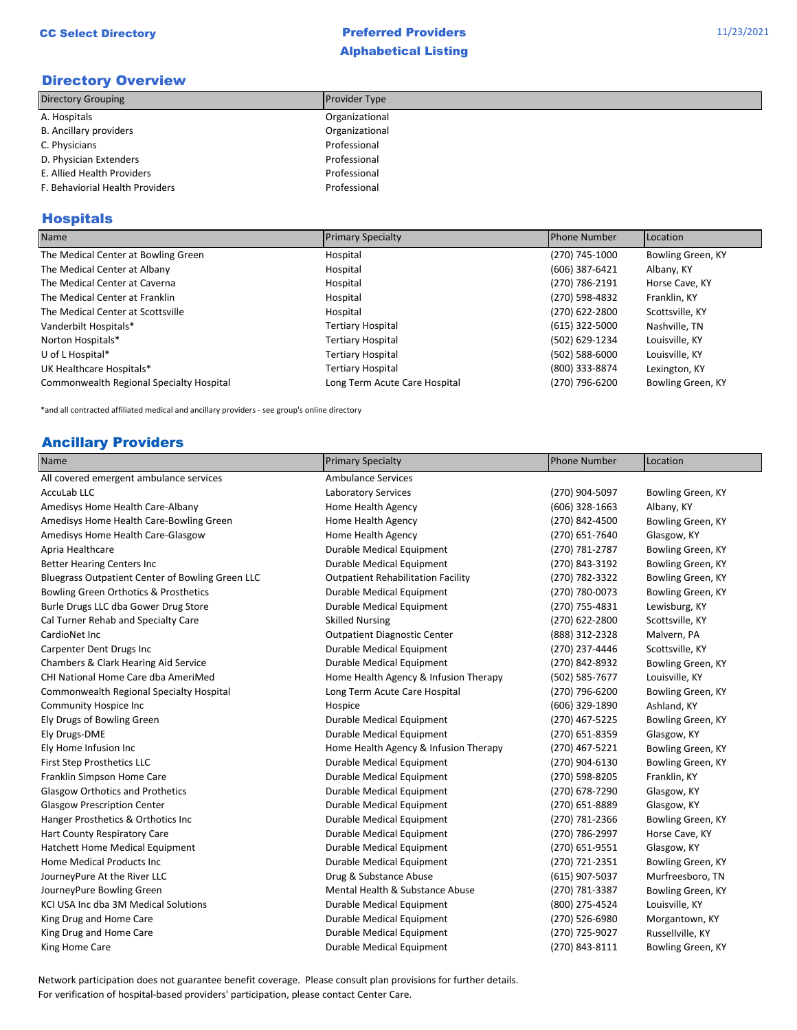CC Select Directory

**Preferred Providers**
**Alphabetical Listing**

11/23/2021

## Directory Overview

| Directory Grouping | Provider Type |
|---|---|
| A. Hospitals | Organizational |
| B. Ancillary providers | Organizational |
| C. Physicians | Professional |
| D. Physician Extenders | Professional |
| E. Allied Health Providers | Professional |
| F. Behaviorial Health Providers | Professional |

## Hospitals

| Name | Primary Specialty | Phone Number | Location |
|---|---|---|---|
| The Medical Center at Bowling Green | Hospital | (270) 745-1000 | Bowling Green, KY |
| The Medical Center at Albany | Hospital | (606) 387-6421 | Albany, KY |
| The Medical Center at Caverna | Hospital | (270) 786-2191 | Horse Cave, KY |
| The Medical Center at Franklin | Hospital | (270) 598-4832 | Franklin, KY |
| The Medical Center at Scottsville | Hospital | (270) 622-2800 | Scottsville, KY |
| Vanderbilt Hospitals* | Tertiary Hospital | (615) 322-5000 | Nashville, TN |
| Norton Hospitals* | Tertiary Hospital | (502) 629-1234 | Louisville, KY |
| U of L Hospital* | Tertiary Hospital | (502) 588-6000 | Louisville, KY |
| UK Healthcare Hospitals* | Tertiary Hospital | (800) 333-8874 | Lexington, KY |
| Commonwealth Regional Specialty Hospital | Long Term Acute Care Hospital | (270) 796-6200 | Bowling Green, KY |

*and all contracted affiliated medical and ancillary providers - see group's online directory

## Ancillary Providers

| Name | Primary Specialty | Phone Number | Location |
|---|---|---|---|
| All covered emergent ambulance services | Ambulance Services | | |
| AccuLab LLC | Laboratory Services | (270) 904-5097 | Bowling Green, KY |
| Amedisys Home Health Care-Albany | Home Health Agency | (606) 328-1663 | Albany, KY |
| Amedisys Home Health Care-Bowling Green | Home Health Agency | (270) 842-4500 | Bowling Green, KY |
| Amedisys Home Health Care-Glasgow | Home Health Agency | (270) 651-7640 | Glasgow, KY |
| Apria Healthcare | Durable Medical Equipment | (270) 781-2787 | Bowling Green, KY |
| Better Hearing Centers Inc | Durable Medical Equipment | (270) 843-3192 | Bowling Green, KY |
| Bluegrass Outpatient Center of Bowling Green LLC | Outpatient Rehabilitation Facility | (270) 782-3322 | Bowling Green, KY |
| Bowling Green Orthotics & Prosthetics | Durable Medical Equipment | (270) 780-0073 | Bowling Green, KY |
| Burle Drugs LLC dba Gower Drug Store | Durable Medical Equipment | (270) 755-4831 | Lewisburg, KY |
| Cal Turner Rehab and Specialty Care | Skilled Nursing | (270) 622-2800 | Scottsville, KY |
| CardioNet Inc | Outpatient Diagnostic Center | (888) 312-2328 | Malvern, PA |
| Carpenter Dent Drugs Inc | Durable Medical Equipment | (270) 237-4446 | Scottsville, KY |
| Chambers & Clark Hearing Aid Service | Durable Medical Equipment | (270) 842-8932 | Bowling Green, KY |
| CHI National Home Care dba AmeriMed | Home Health Agency & Infusion Therapy | (502) 585-7677 | Louisville, KY |
| Commonwealth Regional Specialty Hospital | Long Term Acute Care Hospital | (270) 796-6200 | Bowling Green, KY |
| Community Hospice Inc | Hospice | (606) 329-1890 | Ashland, KY |
| Ely Drugs of Bowling Green | Durable Medical Equipment | (270) 467-5225 | Bowling Green, KY |
| Ely Drugs-DME | Durable Medical Equipment | (270) 651-8359 | Glasgow, KY |
| Ely Home Infusion Inc | Home Health Agency & Infusion Therapy | (270) 467-5221 | Bowling Green, KY |
| First Step Prosthetics LLC | Durable Medical Equipment | (270) 904-6130 | Bowling Green, KY |
| Franklin Simpson Home Care | Durable Medical Equipment | (270) 598-8205 | Franklin, KY |
| Glasgow Orthotics and Prothetics | Durable Medical Equipment | (270) 678-7290 | Glasgow, KY |
| Glasgow Prescription Center | Durable Medical Equipment | (270) 651-8889 | Glasgow, KY |
| Hanger Prosthetics & Orthotics Inc | Durable Medical Equipment | (270) 781-2366 | Bowling Green, KY |
| Hart County Respiratory Care | Durable Medical Equipment | (270) 786-2997 | Horse Cave, KY |
| Hatchett Home Medical Equipment | Durable Medical Equipment | (270) 651-9551 | Glasgow, KY |
| Home Medical Products Inc | Durable Medical Equipment | (270) 721-2351 | Bowling Green, KY |
| JourneyPure At the River LLC | Drug & Substance Abuse | (615) 907-5037 | Murfreesboro, TN |
| JourneyPure Bowling Green | Mental Health & Substance Abuse | (270) 781-3387 | Bowling Green, KY |
| KCI USA Inc dba 3M Medical Solutions | Durable Medical Equipment | (800) 275-4524 | Louisville, KY |
| King Drug and Home Care | Durable Medical Equipment | (270) 526-6980 | Morgantown, KY |
| King Drug and Home Care | Durable Medical Equipment | (270) 725-9027 | Russellville, KY |
| King Home Care | Durable Medical Equipment | (270) 843-8111 | Bowling Green, KY |

Network participation does not guarantee benefit coverage. Please consult plan provisions for further details.
For verification of hospital-based providers' participation, please contact Center Care.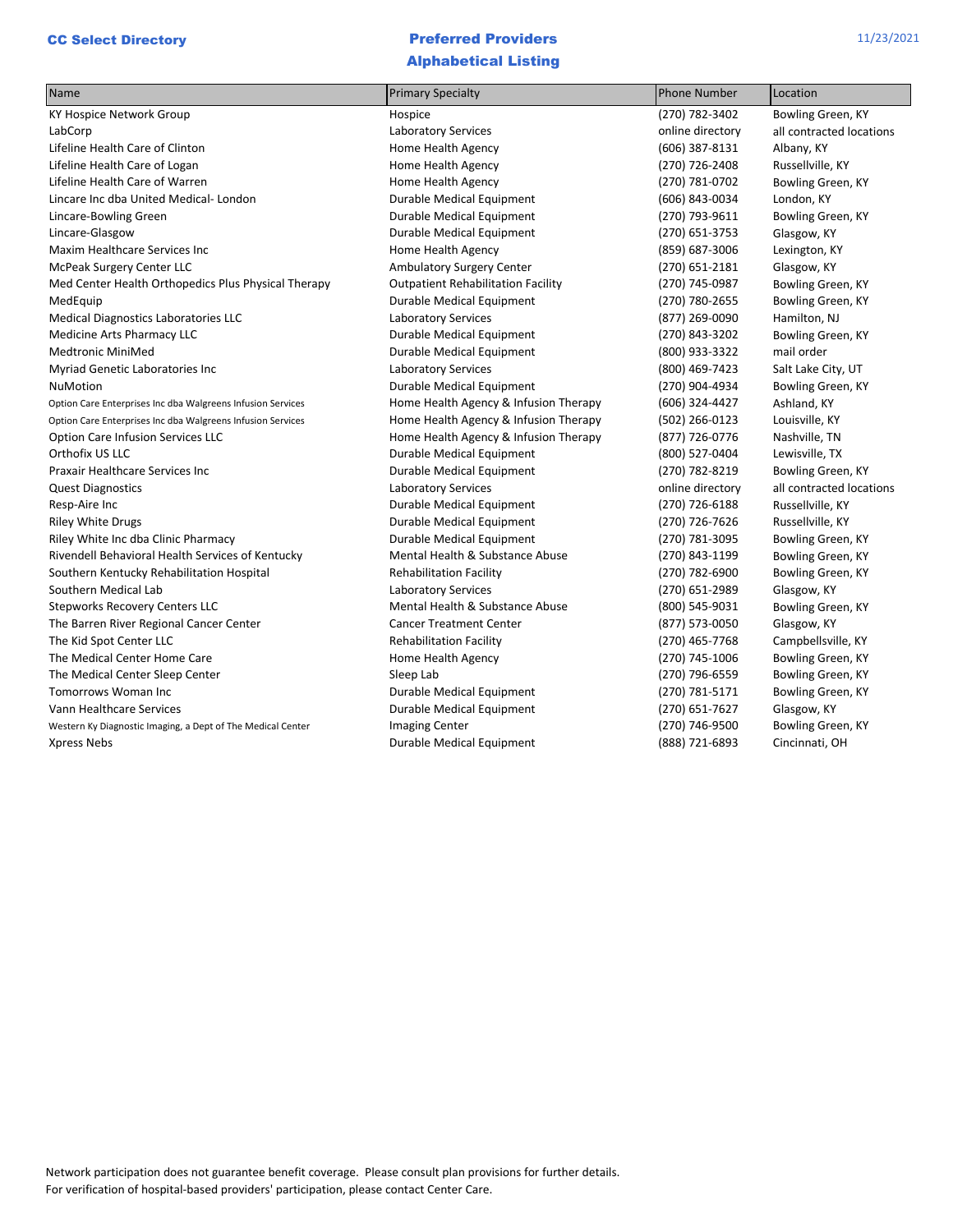| Name | Primary Specialty | Phone Number | Location |
|---|---|---|---|
| KY Hospice Network Group | Hospice | (270) 782-3402 | Bowling Green, KY |
| LabCorp | Laboratory Services | online directory | all contracted locations |
| Lifeline Health Care of Clinton | Home Health Agency | (606) 387-8131 | Albany, KY |
| Lifeline Health Care of Logan | Home Health Agency | (270) 726-2408 | Russellville, KY |
| Lifeline Health Care of Warren | Home Health Agency | (270) 781-0702 | Bowling Green, KY |
| Lincare Inc dba United Medical- London | Durable Medical Equipment | (606) 843-0034 | London, KY |
| Lincare-Bowling Green | Durable Medical Equipment | (270) 793-9611 | Bowling Green, KY |
| Lincare-Glasgow | Durable Medical Equipment | (270) 651-3753 | Glasgow, KY |
| Maxim Healthcare Services Inc | Home Health Agency | (859) 687-3006 | Lexington, KY |
| McPeak Surgery Center LLC | Ambulatory Surgery Center | (270) 651-2181 | Glasgow, KY |
| Med Center Health Orthopedics Plus Physical Therapy | Outpatient Rehabilitation Facility | (270) 745-0987 | Bowling Green, KY |
| MedEquip | Durable Medical Equipment | (270) 780-2655 | Bowling Green, KY |
| Medical Diagnostics Laboratories LLC | Laboratory Services | (877) 269-0090 | Hamilton, NJ |
| Medicine Arts Pharmacy LLC | Durable Medical Equipment | (270) 843-3202 | Bowling Green, KY |
| Medtronic MiniMed | Durable Medical Equipment | (800) 933-3322 | mail order |
| Myriad Genetic Laboratories Inc | Laboratory Services | (800) 469-7423 | Salt Lake City, UT |
| NuMotion | Durable Medical Equipment | (270) 904-4934 | Bowling Green, KY |
| Option Care Enterprises Inc dba Walgreens Infusion Services | Home Health Agency & Infusion Therapy | (606) 324-4427 | Ashland, KY |
| Option Care Enterprises Inc dba Walgreens Infusion Services | Home Health Agency & Infusion Therapy | (502) 266-0123 | Louisville, KY |
| Option Care Infusion Services LLC | Home Health Agency & Infusion Therapy | (877) 726-0776 | Nashville, TN |
| Orthofix US LLC | Durable Medical Equipment | (800) 527-0404 | Lewisville, TX |
| Praxair Healthcare Services Inc | Durable Medical Equipment | (270) 782-8219 | Bowling Green, KY |
| Quest Diagnostics | Laboratory Services | online directory | all contracted locations |
| Resp-Aire Inc | Durable Medical Equipment | (270) 726-6188 | Russellville, KY |
| Riley White Drugs | Durable Medical Equipment | (270) 726-7626 | Russellville, KY |
| Riley White Inc dba Clinic Pharmacy | Durable Medical Equipment | (270) 781-3095 | Bowling Green, KY |
| Rivendell Behavioral Health Services of Kentucky | Mental Health & Substance Abuse | (270) 843-1199 | Bowling Green, KY |
| Southern Kentucky Rehabilitation Hospital | Rehabilitation Facility | (270) 782-6900 | Bowling Green, KY |
| Southern Medical Lab | Laboratory Services | (270) 651-2989 | Glasgow, KY |
| Stepworks Recovery Centers LLC | Mental Health & Substance Abuse | (800) 545-9031 | Bowling Green, KY |
| The Barren River Regional Cancer Center | Cancer Treatment Center | (877) 573-0050 | Glasgow, KY |
| The Kid Spot Center LLC | Rehabilitation Facility | (270) 465-7768 | Campbellsville, KY |
| The Medical Center Home Care | Home Health Agency | (270) 745-1006 | Bowling Green, KY |
| The Medical Center Sleep Center | Sleep Lab | (270) 796-6559 | Bowling Green, KY |
| Tomorrows Woman Inc | Durable Medical Equipment | (270) 781-5171 | Bowling Green, KY |
| Vann Healthcare Services | Durable Medical Equipment | (270) 651-7627 | Glasgow, KY |
| Western Ky Diagnostic Imaging, a Dept of The Medical Center | Imaging Center | (270) 746-9500 | Bowling Green, KY |
| Xpress Nebs | Durable Medical Equipment | (888) 721-6893 | Cincinnati, OH |

Network participation does not guarantee benefit coverage. Please consult plan provisions for further details.
For verification of hospital-based providers' participation, please contact Center Care.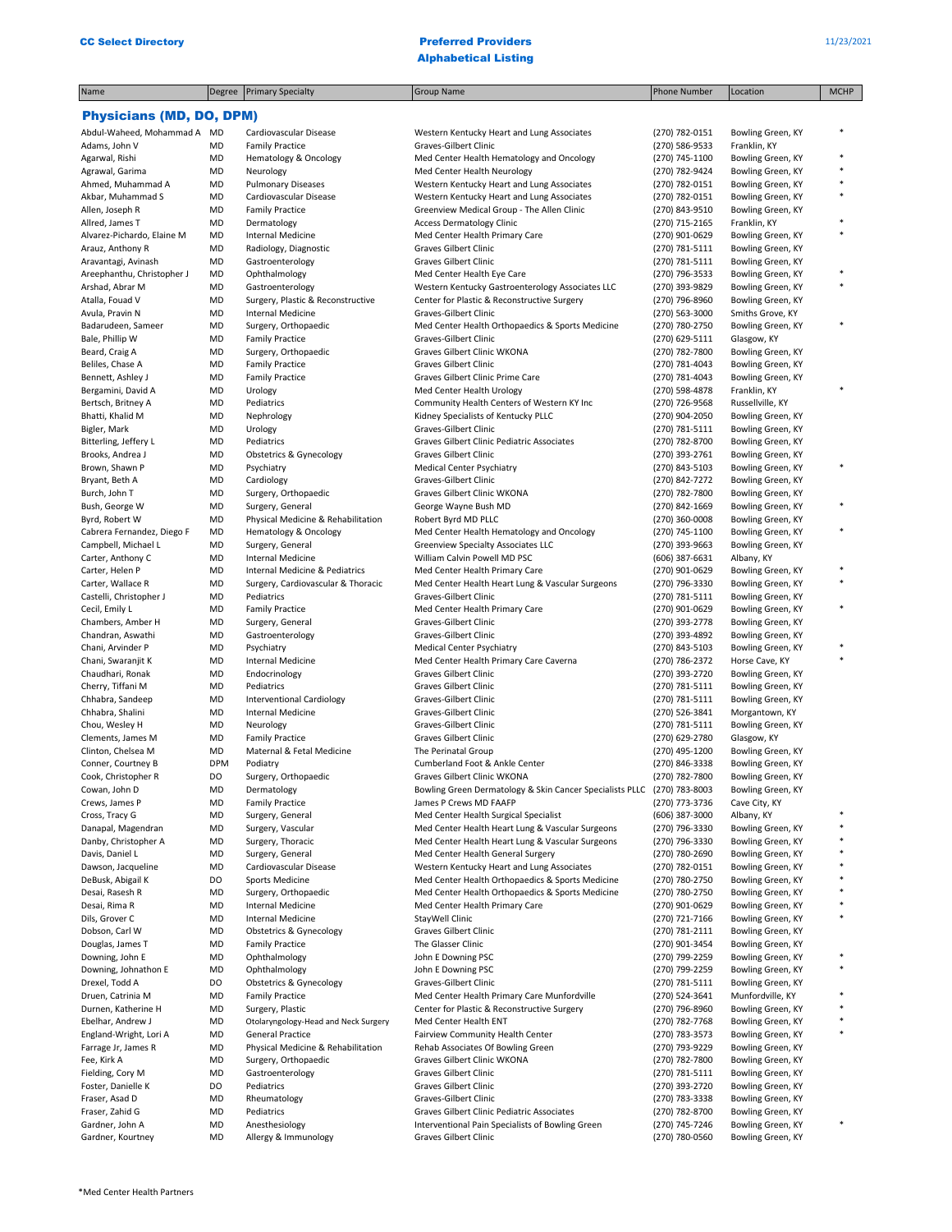# CC Select Directory

## Preferred Providers
## Alphabetical Listing

11/23/2021

| Name | Degree | Primary Specialty | Group Name | Phone Number | Location | MCHP |
|---|---|---|---|---|---|---|
| **Physicians (MD, DO, DPM)** | | | | | | |
| Abdul-Waheed, Mohammad A | MD | Cardiovascular Disease | Western Kentucky Heart and Lung Associates | (270) 782-0151 | Bowling Green, KY | * |
| Adams, John V | MD | Family Practice | Graves-Gilbert Clinic | (270) 586-9533 | Franklin, KY | |
| Agarwal, Rishi | MD | Hematology & Oncology | Med Center Health Hematology and Oncology | (270) 745-1100 | Bowling Green, KY | * |
| Agrawal, Garima | MD | Neurology | Med Center Health Neurology | (270) 782-9424 | Bowling Green, KY | * |
| Ahmed, Muhammad A | MD | Pulmonary Diseases | Western Kentucky Heart and Lung Associates | (270) 782-0151 | Bowling Green, KY | * |
| Akbar, Muhammad S | MD | Cardiovascular Disease | Western Kentucky Heart and Lung Associates | (270) 782-0151 | Bowling Green, KY | * |
| Allen, Joseph R | MD | Family Practice | Greenview Medical Group - The Allen Clinic | (270) 843-9510 | Bowling Green, KY | |
| Allred, James T | MD | Dermatology | Access Dermatology Clinic | (270) 715-2165 | Franklin, KY | * |
| Alvarez-Pichardo, Elaine M | MD | Internal Medicine | Med Center Health Primary Care | (270) 901-0629 | Bowling Green, KY | * |
| Arauz, Anthony R | MD | Radiology, Diagnostic | Graves Gilbert Clinic | (270) 781-5111 | Bowling Green, KY | |
| Aravantagi, Avinash | MD | Gastroenterology | Graves Gilbert Clinic | (270) 781-5111 | Bowling Green, KY | |
| Areephanthu, Christopher J | MD | Ophthalmology | Med Center Health Eye Care | (270) 796-3533 | Bowling Green, KY | * |
| Arshad, Abrar M | MD | Gastroenterology | Western Kentucky Gastroenterology Associates LLC | (270) 393-9829 | Bowling Green, KY | * |
| Atalla, Fouad V | MD | Surgery, Plastic & Reconstructive | Center for Plastic & Reconstructive Surgery | (270) 796-8960 | Bowling Green, KY | |
| Avula, Pravin N | MD | Internal Medicine | Graves-Gilbert Clinic | (270) 563-3000 | Smiths Grove, KY | |
| Badarudeen, Sameer | MD | Surgery, Orthopaedic | Med Center Health Orthopaedics & Sports Medicine | (270) 780-2750 | Bowling Green, KY | * |
| Bale, Phillip W | MD | Family Practice | Graves-Gilbert Clinic | (270) 629-5111 | Glasgow, KY | |
| Beard, Craig A | MD | Surgery, Orthopaedic | Graves Gilbert Clinic WKONA | (270) 782-7800 | Bowling Green, KY | |
| Beliles, Chase A | MD | Family Practice | Graves Gilbert Clinic | (270) 781-4043 | Bowling Green, KY | |
| Bennett, Ashley J | MD | Family Practice | Graves Gilbert Clinic Prime Care | (270) 781-4043 | Bowling Green, KY | |
| Bergamini, David A | MD | Urology | Med Center Health Urology | (270) 598-4878 | Franklin, KY | * |
| Bertsch, Britney A | MD | Pediatrics | Community Health Centers of Western KY Inc | (270) 726-9568 | Russellville, KY | |
| Bhatti, Khalid M | MD | Nephrology | Kidney Specialists of Kentucky PLLC | (270) 904-2050 | Bowling Green, KY | |
| Bigler, Mark | MD | Urology | Graves-Gilbert Clinic | (270) 781-5111 | Bowling Green, KY | |
| Bitterling, Jeffery L | MD | Pediatrics | Graves Gilbert Clinic Pediatric Associates | (270) 782-8700 | Bowling Green, KY | |
| Brooks, Andrea J | MD | Obstetrics & Gynecology | Graves Gilbert Clinic | (270) 393-2761 | Bowling Green, KY | |
| Brown, Shawn P | MD | Psychiatry | Medical Center Psychiatry | (270) 843-5103 | Bowling Green, KY | * |
| Bryant, Beth A | MD | Cardiology | Graves-Gilbert Clinic | (270) 842-7272 | Bowling Green, KY | |
| Burch, John T | MD | Surgery, Orthopaedic | Graves Gilbert Clinic WKONA | (270) 782-7800 | Bowling Green, KY | |
| Bush, George W | MD | Surgery, General | George Wayne Bush MD | (270) 842-1669 | Bowling Green, KY | * |
| Byrd, Robert W | MD | Physical Medicine & Rehabilitation | Robert Byrd MD PLLC | (270) 360-0008 | Bowling Green, KY | |
| Cabrera Fernandez, Diego F | MD | Hematology & Oncology | Med Center Health Hematology and Oncology | (270) 745-1100 | Bowling Green, KY | * |
| Campbell, Michael L | MD | Surgery, General | Greenview Specialty Associates LLC | (270) 393-9663 | Bowling Green, KY | |
| Carter, Anthony C | MD | Internal Medicine | William Calvin Powell MD PSC | (606) 387-6631 | Albany, KY | |
| Carter, Helen P | MD | Internal Medicine & Pediatrics | Med Center Health Primary Care | (270) 901-0629 | Bowling Green, KY | * |
| Carter, Wallace R | MD | Surgery, Cardiovascular & Thoracic | Med Center Health Heart Lung & Vascular Surgeons | (270) 796-3330 | Bowling Green, KY | * |
| Castelli, Christopher J | MD | Pediatrics | Graves-Gilbert Clinic | (270) 781-5111 | Bowling Green, KY | |
| Cecil, Emily L | MD | Family Practice | Med Center Health Primary Care | (270) 901-0629 | Bowling Green, KY | * |
| Chambers, Amber H | MD | Surgery, General | Graves-Gilbert Clinic | (270) 393-2778 | Bowling Green, KY | |
| Chandran, Aswathi | MD | Gastroenterology | Graves-Gilbert Clinic | (270) 393-4892 | Bowling Green, KY | |
| Chani, Arvinder P | MD | Psychiatry | Medical Center Psychiatry | (270) 843-5103 | Bowling Green, KY | * |
| Chani, Swaranjit K | MD | Internal Medicine | Med Center Health Primary Care Caverna | (270) 786-2372 | Horse Cave, KY | * |
| Chaudhari, Ronak | MD | Endocrinology | Graves Gilbert Clinic | (270) 393-2720 | Bowling Green, KY | |
| Cherry, Tiffani M | MD | Pediatrics | Graves Gilbert Clinic | (270) 781-5111 | Bowling Green, KY | |
| Chhabra, Sandeep | MD | Interventional Cardiology | Graves-Gilbert Clinic | (270) 781-5111 | Bowling Green, KY | |
| Chhabra, Shalini | MD | Internal Medicine | Graves-Gilbert Clinic | (270) 526-3841 | Morgantown, KY | |
| Chou, Wesley H | MD | Neurology | Graves-Gilbert Clinic | (270) 781-5111 | Bowling Green, KY | |
| Clements, James M | MD | Family Practice | Graves Gilbert Clinic | (270) 629-2780 | Glasgow, KY | |
| Clinton, Chelsea M | MD | Maternal & Fetal Medicine | The Perinatal Group | (270) 495-1200 | Bowling Green, KY | |
| Conner, Courtney B | DPM | Podiatry | Cumberland Foot & Ankle Center | (270) 846-3338 | Bowling Green, KY | |
| Cook, Christopher R | DO | Surgery, Orthopaedic | Graves Gilbert Clinic WKONA | (270) 782-7800 | Bowling Green, KY | |
| Cowan, John D | MD | Dermatology | Bowling Green Dermatology & Skin Cancer Specialists PLLC | (270) 783-8003 | Bowling Green, KY | |
| Crews, James P | MD | Family Practice | James P Crews MD FAAFP | (270) 773-3736 | Cave City, KY | |
| Cross, Tracy G | MD | Surgery, General | Med Center Health Surgical Specialist | (606) 387-3000 | Albany, KY | * |
| Danapal, Magendran | MD | Surgery, Vascular | Med Center Health Heart Lung & Vascular Surgeons | (270) 796-3330 | Bowling Green, KY | * |
| Danby, Christopher A | MD | Surgery, Thoracic | Med Center Health Heart Lung & Vascular Surgeons | (270) 796-3330 | Bowling Green, KY | * |
| Davis, Daniel L | MD | Surgery, General | Med Center Health General Surgery | (270) 780-2690 | Bowling Green, KY | * |
| Dawson, Jacqueline | MD | Cardiovascular Disease | Western Kentucky Heart and Lung Associates | (270) 782-0151 | Bowling Green, KY | * |
| DeBusk, Abigail K | DO | Sports Medicine | Med Center Health Orthopaedics & Sports Medicine | (270) 780-2750 | Bowling Green, KY | * |
| Desai, Rasesh R | MD | Surgery, Orthopaedic | Med Center Health Orthopaedics & Sports Medicine | (270) 780-2750 | Bowling Green, KY | * |
| Desai, Rima R | MD | Internal Medicine | Med Center Health Primary Care | (270) 901-0629 | Bowling Green, KY | * |
| Dils, Grover C | MD | Internal Medicine | StayWell Clinic | (270) 721-7166 | Bowling Green, KY | * |
| Dobson, Carl W | MD | Obstetrics & Gynecology | Graves Gilbert Clinic | (270) 781-2111 | Bowling Green, KY | |
| Douglas, James T | MD | Family Practice | The Glasser Clinic | (270) 901-3454 | Bowling Green, KY | |
| Downing, John E | MD | Ophthalmology | John E Downing PSC | (270) 799-2259 | Bowling Green, KY | * |
| Downing, Johnathon E | MD | Ophthalmology | John E Downing PSC | (270) 799-2259 | Bowling Green, KY | * |
| Drexel, Todd A | DO | Obstetrics & Gynecology | Graves-Gilbert Clinic | (270) 781-5111 | Bowling Green, KY | |
| Druen, Catrinia M | MD | Family Practice | Med Center Health Primary Care Munfordville | (270) 524-3641 | Munfordville, KY | * |
| Durnen, Katherine H | MD | Surgery, Plastic | Center for Plastic & Reconstructive Surgery | (270) 796-8960 | Bowling Green, KY | * |
| Ebelhar, Andrew J | MD | Otolaryngology-Head and Neck Surgery | Med Center Health ENT | (270) 782-7768 | Bowling Green, KY | * |
| England-Wright, Lori A | MD | General Practice | Fairview Community Health Center | (270) 783-3573 | Bowling Green, KY | * |
| Farrage Jr, James R | MD | Physical Medicine & Rehabilitation | Rehab Associates Of Bowling Green | (270) 793-9229 | Bowling Green, KY | |
| Fee, Kirk A | MD | Surgery, Orthopaedic | Graves Gilbert Clinic WKONA | (270) 782-7800 | Bowling Green, KY | |
| Fielding, Cory M | MD | Gastroenterology | Graves Gilbert Clinic | (270) 781-5111 | Bowling Green, KY | |
| Foster, Danielle K | DO | Pediatrics | Graves Gilbert Clinic | (270) 393-2720 | Bowling Green, KY | |
| Fraser, Asad D | MD | Rheumatology | Graves-Gilbert Clinic | (270) 783-3338 | Bowling Green, KY | |
| Fraser, Zahid G | MD | Pediatrics | Graves Gilbert Clinic Pediatric Associates | (270) 782-8700 | Bowling Green, KY | |
| Gardner, John A | MD | Anesthesiology | Interventional Pain Specialists of Bowling Green | (270) 745-7246 | Bowling Green, KY | * |
| Gardner, Kourtney | MD | Allergy & Immunology | Graves Gilbert Clinic | (270) 780-0560 | Bowling Green, KY | |

*Med Center Health Partners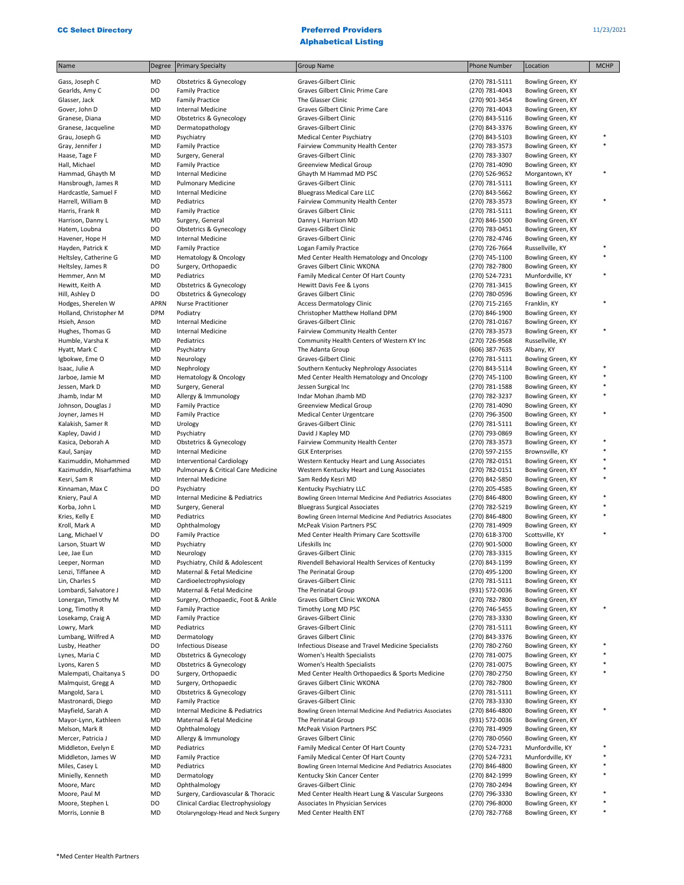**CC Select Directory** | **Preferred Providers Alphabetical Listing** | 11/23/2021

| Name | Degree | Primary Specialty | Group Name | Phone Number | Location | MCHP |
|---|---|---|---|---|---|---|
| Gass, Joseph C | MD | Obstetrics & Gynecology | Graves-Gilbert Clinic | (270) 781-5111 | Bowling Green, KY | |
| Gearlds, Amy C | DO | Family Practice | Graves Gilbert Clinic Prime Care | (270) 781-4043 | Bowling Green, KY | |
| Glasser, Jack | MD | Family Practice | The Glasser Clinic | (270) 901-3454 | Bowling Green, KY | |
| Gover, John D | MD | Internal Medicine | Graves Gilbert Clinic Prime Care | (270) 781-4043 | Bowling Green, KY | |
| Granese, Diana | MD | Obstetrics & Gynecology | Graves-Gilbert Clinic | (270) 843-5116 | Bowling Green, KY | |
| Granese, Jacqueline | MD | Dermatopathology | Graves-Gilbert Clinic | (270) 843-3376 | Bowling Green, KY | |
| Grau, Joseph G | MD | Psychiatry | Medical Center Psychiatry | (270) 843-5103 | Bowling Green, KY | * |
| Gray, Jennifer J | MD | Family Practice | Fairview Community Health Center | (270) 783-3573 | Bowling Green, KY | * |
| Haase, Tage F | MD | Surgery, General | Graves-Gilbert Clinic | (270) 783-3307 | Bowling Green, KY | |
| Hall, Michael | MD | Family Practice | Greenview Medical Group | (270) 781-4090 | Bowling Green, KY | |
| Hammad, Ghayth M | MD | Internal Medicine | Ghayth M Hammad MD PSC | (270) 526-9652 | Morgantown, KY | * |
| Hansbrough, James R | MD | Pulmonary Medicine | Graves-Gilbert Clinic | (270) 781-5111 | Bowling Green, KY | |
| Hardcastle, Samuel F | MD | Internal Medicine | Bluegrass Medical Care LLC | (270) 843-5662 | Bowling Green, KY | |
| Harrell, William B | MD | Pediatrics | Fairview Community Health Center | (270) 783-3573 | Bowling Green, KY | * |
| Harris, Frank R | MD | Family Practice | Graves Gilbert Clinic | (270) 781-5111 | Bowling Green, KY | |
| Harrison, Danny L | MD | Surgery, General | Danny L Harrison MD | (270) 846-1500 | Bowling Green, KY | |
| Hatem, Loubna | DO | Obstetrics & Gynecology | Graves-Gilbert Clinic | (270) 783-0451 | Bowling Green, KY | |
| Havener, Hope H | MD | Internal Medicine | Graves-Gilbert Clinic | (270) 782-4746 | Bowling Green, KY | |
| Hayden, Patrick K | MD | Family Practice | Logan Family Practice | (270) 726-7664 | Russellville, KY | * |
| Heltsley, Catherine G | MD | Hematology & Oncology | Med Center Health Hematology and Oncology | (270) 745-1100 | Bowling Green, KY | * |
| Heltsley, James R | DO | Surgery, Orthopaedic | Graves Gilbert Clinic WKONA | (270) 782-7800 | Bowling Green, KY | |
| Hemmer, Ann M | MD | Pediatrics | Family Medical Center Of Hart County | (270) 524-7231 | Munfordville, KY | * |
| Hewitt, Keith A | MD | Obstetrics & Gynecology | Hewitt Davis Fee & Lyons | (270) 781-3415 | Bowling Green, KY | |
| Hill, Ashley D | DO | Obstetrics & Gynecology | Graves Gilbert Clinic | (270) 780-0596 | Bowling Green, KY | |
| Hodges, Sherelen W | APRN | Nurse Practitioner | Access Dermatology Clinic | (270) 715-2165 | Franklin, KY | * |
| Holland, Christopher M | DPM | Podiatry | Christopher Matthew Holland DPM | (270) 846-1900 | Bowling Green, KY | |
| Hsieh, Anson | MD | Internal Medicine | Graves-Gilbert Clinic | (270) 781-0167 | Bowling Green, KY | |
| Hughes, Thomas G | MD | Internal Medicine | Fairview Community Health Center | (270) 783-3573 | Bowling Green, KY | * |
| Humble, Varsha K | MD | Pediatrics | Community Health Centers of Western KY Inc | (270) 726-9568 | Russellville, KY | |
| Hyatt, Mark C | MD | Psychiatry | The Adanta Group | (606) 387-7635 | Albany, KY | |
| Igbokwe, Eme O | MD | Neurology | Graves-Gilbert Clinic | (270) 781-5111 | Bowling Green, KY | |
| Isaac, Julie A | MD | Nephrology | Southern Kentucky Nephrology Associates | (270) 843-5114 | Bowling Green, KY | * |
| Jarboe, Jamie M | MD | Hematology & Oncology | Med Center Health Hematology and Oncology | (270) 745-1100 | Bowling Green, KY | * |
| Jessen, Mark D | MD | Surgery, General | Jessen Surgical Inc | (270) 781-1588 | Bowling Green, KY | * |
| Jhamb, Indar M | MD | Allergy & Immunology | Indar Mohan Jhamb MD | (270) 782-3237 | Bowling Green, KY | * |
| Johnson, Douglas J | MD | Family Practice | Greenview Medical Group | (270) 781-4090 | Bowling Green, KY | |
| Joyner, James H | MD | Family Practice | Medical Center Urgentcare | (270) 796-3500 | Bowling Green, KY | * |
| Kalakish, Samer R | MD | Urology | Graves-Gilbert Clinic | (270) 781-5111 | Bowling Green, KY | |
| Kapley, David J | MD | Psychiatry | David J Kapley MD | (270) 793-0869 | Bowling Green, KY | |
| Kasica, Deborah A | MD | Obstetrics & Gynecology | Fairview Community Health Center | (270) 783-3573 | Bowling Green, KY | * |
| Kaul, Sanjay | MD | Internal Medicine | GLK Enterprises | (270) 597-2155 | Brownsville, KY | * |
| Kazimuddin, Mohammed | MD | Interventional Cardiology | Western Kentucky Heart and Lung Associates | (270) 782-0151 | Bowling Green, KY | * |
| Kazimuddin, Nisarfathima | MD | Pulmonary & Critical Care Medicine | Western Kentucky Heart and Lung Associates | (270) 782-0151 | Bowling Green, KY | * |
| Kesri, Sam R | MD | Internal Medicine | Sam Reddy Kesri MD | (270) 842-5850 | Bowling Green, KY | * |
| Kinnaman, Max C | DO | Psychiatry | Kentucky Psychiatry LLC | (270) 205-4585 | Bowling Green, KY | |
| Kniery, Paul A | MD | Internal Medicine & Pediatrics | Bowling Green Internal Medicine And Pediatrics Associates | (270) 846-4800 | Bowling Green, KY | * |
| Korba, John L | MD | Surgery, General | Bluegrass Surgical Associates | (270) 782-5219 | Bowling Green, KY | * |
| Kries, Kelly E | MD | Pediatrics | Bowling Green Internal Medicine And Pediatrics Associates | (270) 846-4800 | Bowling Green, KY | * |
| Kroll, Mark A | MD | Ophthalmology | McPeak Vision Partners PSC | (270) 781-4909 | Bowling Green, KY | |
| Lang, Michael V | DO | Family Practice | Med Center Health Primary Care Scottsville | (270) 618-3700 | Scottsville, KY | * |
| Larson, Stuart W | MD | Psychiatry | Lifeskills Inc | (270) 901-5000 | Bowling Green, KY | |
| Lee, Jae Eun | MD | Neurology | Graves-Gilbert Clinic | (270) 783-3315 | Bowling Green, KY | |
| Leeper, Norman | MD | Psychiatry, Child & Adolescent | Rivendell Behavioral Health Services of Kentucky | (270) 843-1199 | Bowling Green, KY | |
| Lenzi, Tiffanee A | MD | Maternal & Fetal Medicine | The Perinatal Group | (270) 495-1200 | Bowling Green, KY | |
| Lin, Charles S | MD | Cardioelectrophysiology | Graves-Gilbert Clinic | (270) 781-5111 | Bowling Green, KY | |
| Lombardi, Salvatore J | MD | Maternal & Fetal Medicine | The Perinatal Group | (931) 572-0036 | Bowling Green, KY | |
| Lonergan, Timothy M | MD | Surgery, Orthopaedic, Foot & Ankle | Graves Gilbert Clinic WKONA | (270) 782-7800 | Bowling Green, KY | |
| Long, Timothy R | MD | Family Practice | Timothy Long MD PSC | (270) 746-5455 | Bowling Green, KY | * |
| Losekamp, Craig A | MD | Family Practice | Graves-Gilbert Clinic | (270) 783-3330 | Bowling Green, KY | |
| Lowry, Mark | MD | Pediatrics | Graves-Gilbert Clinic | (270) 781-5111 | Bowling Green, KY | |
| Lumbang, Wilfred A | MD | Dermatology | Graves Gilbert Clinic | (270) 843-3376 | Bowling Green, KY | |
| Lusby, Heather | DO | Infectious Disease | Infectious Disease and Travel Medicine Specialists | (270) 780-2760 | Bowling Green, KY | * |
| Lynes, Maria C | MD | Obstetrics & Gynecology | Women's Health Specialists | (270) 781-0075 | Bowling Green, KY | * |
| Lyons, Karen S | MD | Obstetrics & Gynecology | Women's Health Specialists | (270) 781-0075 | Bowling Green, KY | * |
| Malempati, Chaitanya S | DO | Surgery, Orthopaedic | Med Center Health Orthopaedics & Sports Medicine | (270) 780-2750 | Bowling Green, KY | * |
| Malmquist, Gregg A | MD | Surgery, Orthopaedic | Graves Gilbert Clinic WKONA | (270) 782-7800 | Bowling Green, KY | |
| Mangold, Sara L | MD | Obstetrics & Gynecology | Graves-Gilbert Clinic | (270) 781-5111 | Bowling Green, KY | |
| Mastronardi, Diego | MD | Family Practice | Graves-Gilbert Clinic | (270) 783-3330 | Bowling Green, KY | |
| Mayfield, Sarah A | MD | Internal Medicine & Pediatrics | Bowling Green Internal Medicine And Pediatrics Associates | (270) 846-4800 | Bowling Green, KY | * |
| Mayor-Lynn, Kathleen | MD | Maternal & Fetal Medicine | The Perinatal Group | (931) 572-0036 | Bowling Green, KY | |
| Melson, Mark R | MD | Ophthalmology | McPeak Vision Partners PSC | (270) 781-4909 | Bowling Green, KY | |
| Mercer, Patricia J | MD | Allergy & Immunology | Graves Gilbert Clinic | (270) 780-0560 | Bowling Green, KY | |
| Middleton, Evelyn E | MD | Pediatrics | Family Medical Center Of Hart County | (270) 524-7231 | Munfordville, KY | * |
| Middleton, James W | MD | Family Practice | Family Medical Center Of Hart County | (270) 524-7231 | Munfordville, KY | * |
| Miles, Casey L | MD | Pediatrics | Bowling Green Internal Medicine And Pediatrics Associates | (270) 846-4800 | Bowling Green, KY | * |
| Minielly, Kenneth | MD | Dermatology | Kentucky Skin Cancer Center | (270) 842-1999 | Bowling Green, KY | * |
| Moore, Marc | MD | Ophthalmology | Graves-Gilbert Clinic | (270) 780-2494 | Bowling Green, KY | |
| Moore, Paul M | MD | Surgery, Cardiovascular & Thoracic | Med Center Health Heart Lung & Vascular Surgeons | (270) 796-3330 | Bowling Green, KY | * |
| Moore, Stephen L | DO | Clinical Cardiac Electrophysiology | Associates In Physician Services | (270) 796-8000 | Bowling Green, KY | * |
| Morris, Lonnie B | MD | Otolaryngology-Head and Neck Surgery | Med Center Health ENT | (270) 782-7768 | Bowling Green, KY | * |

*Med Center Health Partners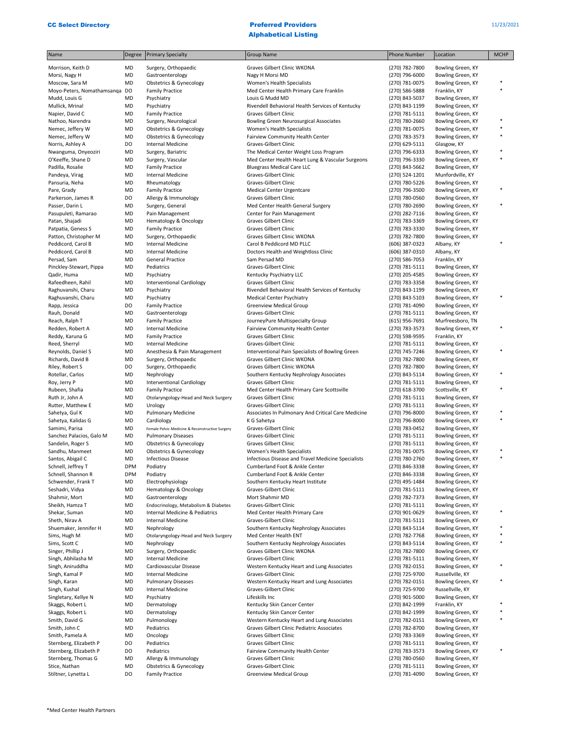**CC Select Directory**

**Preferred Providers**
**Alphabetical Listing**

11/23/2021

| Name | Degree | Primary Specialty | Group Name | Phone Number | Location | MCHP |
|---|---|---|---|---|---|---|
| Morrison, Keith D | MD | Surgery, Orthopaedic | Graves Gilbert Clinic WKONA | (270) 782-7800 | Bowling Green, KY | |
| Morsi, Nagy H | MD | Gastroenterology | Nagy H Morsi MD | (270) 796-6000 | Bowling Green, KY | |
| Moscow, Sara M | MD | Obstetrics & Gynecology | Women's Health Specialists | (270) 781-0075 | Bowling Green, KY | * |
| Moyo-Peters, Nomathamsanqa | DO | Family Practice | Med Center Health Primary Care Franklin | (270) 586-5888 | Franklin, KY | * |
| Mudd, Louis G | MD | Psychiatry | Louis G Mudd MD | (270) 843-5037 | Bowling Green, KY | |
| Mullick, Mrinal | MD | Psychiatry | Rivendell Behavioral Health Services of Kentucky | (270) 843-1199 | Bowling Green, KY | |
| Napier, David C | MD | Family Practice | Graves Gilbert Clinic | (270) 781-5111 | Bowling Green, KY | |
| Nathoo, Narendra | MD | Surgery, Neurological | Bowling Green Neurosurgical Associates | (270) 780-2660 | Bowling Green, KY | * |
| Nemec, Jeffery W | MD | Obstetrics & Gynecology | Women's Health Specialists | (270) 781-0075 | Bowling Green, KY | * |
| Nemec, Jeffery W | MD | Obstetrics & Gynecology | Fairview Community Health Center | (270) 783-3573 | Bowling Green, KY | * |
| Norris, Ashley A | DO | Internal Medicine | Graves-Gilbert Clinic | (270) 629-5111 | Glasgow, KY | |
| Nwanguma, Onyeoziri | MD | Surgery, Bariatric | The Medical Center Weight Loss Program | (270) 796-6333 | Bowling Green, KY | * |
| O'Keeffe, Shane D | MD | Surgery, Vascular | Med Center Health Heart Lung & Vascular Surgeons | (270) 796-3330 | Bowling Green, KY | * |
| Padilla, Rosalie | MD | Family Practice | Bluegrass Medical Care LLC | (270) 843-5662 | Bowling Green, KY | |
| Pandeya, Virag | MD | Internal Medicine | Graves-Gilbert Clinic | (270) 524-1201 | Munfordville, KY | |
| Pansuria, Neha | MD | Rheumatology | Graves-Gilbert Clinic | (270) 780-5226 | Bowling Green, KY | |
| Pare, Grady | MD | Family Practice | Medical Center Urgentcare | (270) 796-3500 | Bowling Green, KY | * |
| Parkerson, James R | DO | Allergy & Immunology | Graves Gilbert Clinic | (270) 780-0560 | Bowling Green, KY | |
| Passer, Darin L | MD | Surgery, General | Med Center Health General Surgery | (270) 780-2690 | Bowling Green, KY | * |
| Pasupuleti, Ramarao | MD | Pain Management | Center for Pain Management | (270) 282-7116 | Bowling Green, KY | |
| Patan, Shajadi | MD | Hematology & Oncology | Graves Gilbert Clinic | (270) 783-3369 | Bowling Green, KY | |
| Patpatia, Geness S | MD | Family Practice | Graves Gilbert Clinic | (270) 783-3330 | Bowling Green, KY | |
| Patton, Christopher M | MD | Surgery, Orthopaedic | Graves Gilbert Clinic WKONA | (270) 782-7800 | Bowling Green, KY | |
| Peddicord, Carol B | MD | Internal Medicine | Carol B Peddicord MD PLLC | (606) 387-0323 | Albany, KY | * |
| Peddicord, Carol B | MD | Internal Medicine | Doctors Health and Weightloss Clinic | (606) 387-0310 | Albany, KY | |
| Persad, Sam | MD | General Practice | Sam Persad MD | (270) 586-7053 | Franklin, KY | |
| Pinckley-Stewart, Pippa | MD | Pediatrics | Graves-Gilbert Clinic | (270) 781-5111 | Bowling Green, KY | |
| Qadir, Huma | MD | Psychiatry | Kentucky Psychiatry LLC | (270) 205-4585 | Bowling Green, KY | |
| Rafeedheen, Rahil | MD | Interventional Cardiology | Graves Gilbert Clinic | (270) 783-3358 | Bowling Green, KY | |
| Raghuvanshi, Charu | MD | Psychiatry | Rivendell Behavioral Health Services of Kentucky | (270) 843-1199 | Bowling Green, KY | |
| Raghuvanshi, Charu | MD | Psychiatry | Medical Center Psychiatry | (270) 843-5103 | Bowling Green, KY | * |
| Rapp, Jessica | DO | Family Practice | Greenview Medical Group | (270) 781-4090 | Bowling Green, KY | |
| Rauh, Donald | MD | Gastroenterology | Graves-Gilbert Clinic | (270) 781-5111 | Bowling Green, KY | |
| Reach, Ralph T | MD | Family Practice | JourneyPure Multispecialty Group | (615) 956-7691 | Murfreesboro, TN | |
| Redden, Robert A | MD | Internal Medicine | Fairview Community Health Center | (270) 783-3573 | Bowling Green, KY | * |
| Reddy, Karuna G | MD | Family Practice | Graves Gilbert Clinic | (270) 598-9595 | Franklin, KY | |
| Reed, Sherryl | MD | Internal Medicine | Graves-Gilbert Clinic | (270) 781-5111 | Bowling Green, KY | |
| Reynolds, Daniel S | MD | Anesthesia & Pain Management | Interventional Pain Specialists of Bowling Green | (270) 745-7246 | Bowling Green, KY | * |
| Richards, David B | MD | Surgery, Orthopaedic | Graves Gilbert Clinic WKONA | (270) 782-7800 | Bowling Green, KY | |
| Riley, Robert S | DO | Surgery, Orthopaedic | Graves Gilbert Clinic WKONA | (270) 782-7800 | Bowling Green, KY | |
| Rotellar, Carlos | MD | Nephrology | Southern Kentucky Nephrology Associates | (270) 843-5114 | Bowling Green, KY | * |
| Roy, Jerry P | MD | Interventional Cardiology | Graves Gilbert Clinic | (270) 781-5111 | Bowling Green, KY | |
| Rubeen, Shafia | MD | Family Practice | Med Center Health Primary Care Scottsville | (270) 618-3700 | Scottsville, KY | * |
| Ruth Jr, John A | MD | Otolaryngology-Head and Neck Surgery | Graves Gilbert Clinic | (270) 781-5111 | Bowling Green, KY | |
| Rutter, Matthew E | MD | Urology | Graves-Gilbert Clinic | (270) 781-5111 | Bowling Green, KY | |
| Sahetya, Gul K | MD | Pulmonary Medicine | Associates In Pulmonary And Critical Care Medicine | (270) 796-8000 | Bowling Green, KY | * |
| Sahetya, Kalidas G | MD | Cardiology | K G Sahetya | (270) 796-8000 | Bowling Green, KY | * |
| Samimi, Parisa | MD | Female Pelvic Medicine & Reconstructive Surgery | Graves-Gilbert Clinic | (270) 783-0452 | Bowling Green, KY | |
| Sanchez Palacios, Galo M | MD | Pulmonary Diseases | Graves-Gilbert Clinic | (270) 781-5111 | Bowling Green, KY | |
| Sandelin, Roger S | MD | Obstetrics & Gynecology | Graves Gilbert Clinic | (270) 781-5111 | Bowling Green, KY | |
| Sandhu, Manmeet | MD | Obstetrics & Gynecology | Women's Health Specialists | (270) 781-0075 | Bowling Green, KY | * |
| Santos, Abigail C | MD | Infectious Disease | Infectious Disease and Travel Medicine Specialists | (270) 780-2760 | Bowling Green, KY | * |
| Schnell, Jeffrey T | DPM | Podiatry | Cumberland Foot & Ankle Center | (270) 846-3338 | Bowling Green, KY | |
| Schnell, Shannon R | DPM | Podiatry | Cumberland Foot & Ankle Center | (270) 846-3338 | Bowling Green, KY | |
| Schwender, Frank T | MD | Electrophysiology | Southern Kentucky Heart Institute | (270) 495-1484 | Bowling Green, KY | |
| Seshadri, Vidya | MD | Hematology & Oncology | Graves-Gilbert Clinic | (270) 781-5111 | Bowling Green, KY | |
| Shahmir, Mort | MD | Gastroenterology | Mort Shahmir MD | (270) 782-7373 | Bowling Green, KY | |
| Sheikh, Hamza T | MD | Endocrinology, Metabolism & Diabetes | Graves-Gilbert Clinic | (270) 781-5111 | Bowling Green, KY | |
| Shekar, Suman | MD | Internal Medicine & Pediatrics | Med Center Health Primary Care | (270) 901-0629 | Bowling Green, KY | * |
| Sheth, Nirav A | MD | Internal Medicine | Graves-Gilbert Clinic | (270) 781-5111 | Bowling Green, KY | |
| Shuemaker, Jennifer H | MD | Nephrology | Southern Kentucky Nephrology Associates | (270) 843-5114 | Bowling Green, KY | * |
| Sims, Hugh M | MD | Otolaryngology-Head and Neck Surgery | Med Center Health ENT | (270) 782-7768 | Bowling Green, KY | * |
| Sims, Scott C | MD | Nephrology | Southern Kentucky Nephrology Associates | (270) 843-5114 | Bowling Green, KY | * |
| Singer, Phillip J | MD | Surgery, Orthopaedic | Graves Gilbert Clinic WKONA | (270) 782-7800 | Bowling Green, KY | |
| Singh, Abhilasha M | MD | Internal Medicine | Graves-Gilbert Clinic | (270) 781-5111 | Bowling Green, KY | |
| Singh, Aniruddha | MD | Cardiovascular Disease | Western Kentucky Heart and Lung Associates | (270) 782-0151 | Bowling Green, KY | * |
| Singh, Kamal P | MD | Internal Medicine | Graves-Gilbert Clinic | (270) 725-9700 | Russellville, KY | |
| Singh, Karan | MD | Pulmonary Diseases | Western Kentucky Heart and Lung Associates | (270) 782-0151 | Bowling Green, KY | * |
| Singh, Kushal | MD | Internal Medicine | Graves-Gilbert Clinic | (270) 725-9700 | Russellville, KY | |
| Singletary, Kellye N | MD | Psychiatry | Lifeskills Inc | (270) 901-5000 | Bowling Green, KY | |
| Skaggs, Robert L | MD | Dermatology | Kentucky Skin Cancer Center | (270) 842-1999 | Franklin, KY | * |
| Skaggs, Robert L | MD | Dermatology | Kentucky Skin Cancer Center | (270) 842-1999 | Bowling Green, KY | * |
| Smith, David G | MD | Pulmonology | Western Kentucky Heart and Lung Associates | (270) 782-0151 | Bowling Green, KY | * |
| Smith, John C | MD | Pediatrics | Graves Gilbert Clinic Pediatric Associates | (270) 782-8700 | Bowling Green, KY | |
| Smith, Pamela A | MD | Oncology | Graves Gilbert Clinic | (270) 783-3369 | Bowling Green, KY | |
| Sternberg, Elizabeth P | DO | Pediatrics | Graves Gilbert Clinic | (270) 781-5111 | Bowling Green, KY | |
| Sternberg, Elizabeth P | DO | Pediatrics | Fairview Community Health Center | (270) 783-3573 | Bowling Green, KY | * |
| Sternberg, Thomas G | MD | Allergy & Immunology | Graves Gilbert Clinic | (270) 780-0560 | Bowling Green, KY | |
| Stice, Nathan | MD | Obstetrics & Gynecology | Graves-Gilbert Clinic | (270) 781-5111 | Bowling Green, KY | |
| Stiltner, Lynetta L | DO | Family Practice | Greenview Medical Group | (270) 781-4090 | Bowling Green, KY | |

*Med Center Health Partners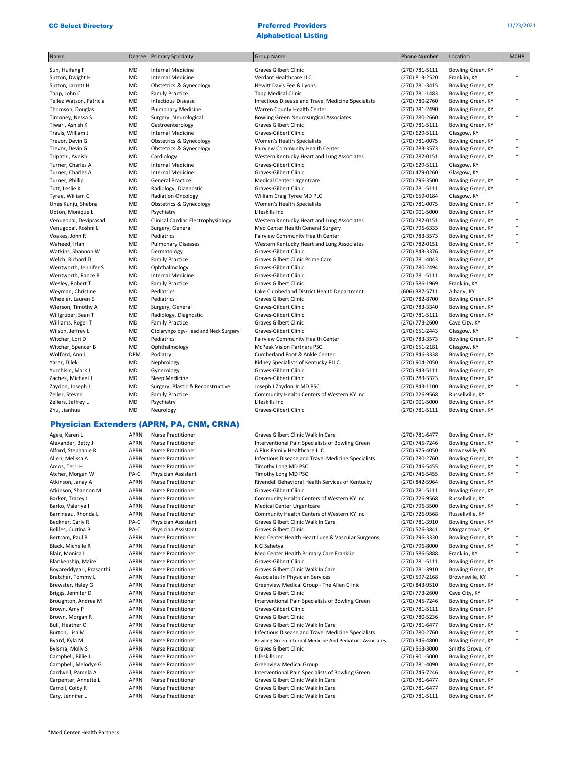**CC Select Directory** — **Preferred Providers** — **Alphabetical Listing** — 11/23/2021

| Name | Degree | Primary Specialty | Group Name | Phone Number | Location | MCHP |
|---|---|---|---|---|---|---|
| Sun, Huifang F | MD | Internal Medicine | Graves Gilbert Clinic | (270) 781-5111 | Bowling Green, KY | |
| Sutton, Dwight H | MD | Internal Medicine | Verdant Healthcare LLC | (270) 813-2520 | Franklin, KY | * |
| Sutton, Jarrett H | MD | Obstetrics & Gynecology | Hewitt Davis Fee & Lyons | (270) 781-3415 | Bowling Green, KY | |
| Tapp, John C | MD | Family Practice | Tapp Medical Clinic | (270) 781-1483 | Bowling Green, KY | |
| Tellez Watson, Patricia | MD | Infectious Disease | Infectious Disease and Travel Medicine Specialists | (270) 780-2760 | Bowling Green, KY | * |
| Thomson, Douglas | MD | Pulmonary Medicine | Warren County Health Center | (270) 781-2490 | Bowling Green, KY | |
| Timoney, Nessa S | MD | Surgery, Neurological | Bowling Green Neurosurgical Associates | (270) 780-2660 | Bowling Green, KY | * |
| Tiwari, Ashish K | MD | Gastroenterology | Graves Gilbert Clinic | (270) 781-5111 | Bowling Green, KY | |
| Travis, William J | MD | Internal Medicine | Graves-Gilbert Clinic | (270) 629-5111 | Glasgow, KY | |
| Trevor, Devin G | MD | Obstetrics & Gynecology | Women's Health Specialists | (270) 781-0075 | Bowling Green, KY | * |
| Trevor, Devin G | MD | Obstetrics & Gynecology | Fairview Community Health Center | (270) 783-3573 | Bowling Green, KY | * |
| Tripathi, Avnish | MD | Cardiology | Western Kentucky Heart and Lung Associates | (270) 782-0151 | Bowling Green, KY | * |
| Turner, Charles A | MD | Internal Medicine | Graves-Gilbert Clinic | (270) 629-5111 | Glasgow, KY | |
| Turner, Charles A | MD | Internal Medicine | Graves-Gilbert Clinic | (270) 479-0260 | Glasgow, KY | |
| Turner, Phillip | MD | General Practice | Medical Center Urgentcare | (270) 796-3500 | Bowling Green, KY | * |
| Tutt, Leslie K | MD | Radiology, Diagnostic | Graves-Gilbert Clinic | (270) 781-5111 | Bowling Green, KY | |
| Tyree, William C | MD | Radiation Oncology | William Craig Tyree MD PLC | (270) 659-0184 | Glasgow, KY | |
| Unes Kunju, Shebna | MD | Obstetrics & Gynecology | Women's Health Specialists | (270) 781-0075 | Bowling Green, KY | * |
| Upton, Monique L | MD | Psychiatry | Lifeskills Inc | (270) 901-5000 | Bowling Green, KY | |
| Venugopal, Deviprasad | MD | Clinical Cardiac Electrophysiology | Western Kentucky Heart and Lung Associates | (270) 782-0151 | Bowling Green, KY | * |
| Venugopal, Roshni L | MD | Surgery, General | Med Center Health General Surgery | (270) 796-6333 | Bowling Green, KY | * |
| Voakes, John R | MD | Pediatrics | Fairview Community Health Center | (270) 783-3573 | Bowling Green, KY | * |
| Waheed, Irfan | MD | Pulmonary Diseases | Western Kentucky Heart and Lung Associates | (270) 782-0151 | Bowling Green, KY | * |
| Watkins, Shannon W | MD | Dermatology | Graves-Gilbert Clinic | (270) 843-3376 | Bowling Green, KY | |
| Welch, Richard D | MD | Family Practice | Graves Gilbert Clinic Prime Care | (270) 781-4043 | Bowling Green, KY | |
| Wentworth, Jennifer S | MD | Ophthalmology | Graves-Gilbert Clinic | (270) 780-2494 | Bowling Green, KY | |
| Wentworth, Rance R | MD | Internal Medicine | Graves-Gilbert Clinic | (270) 781-5111 | Bowling Green, KY | |
| Wesley, Robert T | MD | Family Practice | Graves Gilbert Clinic | (270) 586-1969 | Franklin, KY | |
| Weyman, Christine | MD | Pediatrics | Lake Cumberland District Health Department | (606) 387-5711 | Albany, KY | |
| Wheeler, Lauren E | MD | Pediatrics | Graves Gilbert Clinic | (270) 782-8700 | Bowling Green, KY | |
| Wierson, Timothy A | MD | Surgery, General | Graves-Gilbert Clinic | (270) 783-3340 | Bowling Green, KY | |
| Willgruber, Sean T | MD | Radiology, Diagnostic | Graves-Gilbert Clinic | (270) 781-5111 | Bowling Green, KY | |
| Williams, Roger T | MD | Family Practice | Graves Gilbert Clinic | (270) 773-2600 | Cave City, KY | |
| Wilson, Jeffrey L | MD | Otolaryngology-Head and Neck Surgery | Graves-Gilbert Clinic | (270) 651-2443 | Glasgow, KY | |
| Witcher, Lori D | MD | Pediatrics | Fairview Community Health Center | (270) 783-3573 | Bowling Green, KY | * |
| Witcher, Spencer B | MD | Ophthalmology | McPeak Vision Partners PSC | (270) 651-2181 | Glasgow, KY | |
| Wolford, Ann L | DPM | Podiatry | Cumberland Foot & Ankle Center | (270) 846-3338 | Bowling Green, KY | |
| Yarar, Dilek | MD | Nephrology | Kidney Specialists of Kentucky PLLC | (270) 904-2050 | Bowling Green, KY | |
| Yurchisin, Mark J | MD | Gynecology | Graves-Gilbert Clinic | (270) 843-5111 | Bowling Green, KY | |
| Zachek, Michael J | MD | Sleep Medicine | Graves-Gilbert Clinic | (270) 783-3323 | Bowling Green, KY | |
| Zaydon, Joseph J | MD | Surgery, Plastic & Reconstructive | Joseph J Zaydon Jr MD PSC | (270) 843-1100 | Bowling Green, KY | * |
| Zeller, Steven | MD | Family Practice | Community Health Centers of Western KY Inc | (270) 726-9568 | Russellville, KY | |
| Zellers, Jeffrey L | MD | Psychiatry | Lifeskills Inc | (270) 901-5000 | Bowling Green, KY | |
| Zhu, Jianhua | MD | Neurology | Graves-Gilbert Clinic | (270) 781-5111 | Bowling Green, KY | |

## Physician Extenders (APRN, PA, CNM, CRNA)

| Name | Degree | Primary Specialty | Group Name | Phone Number | Location | MCHP |
|---|---|---|---|---|---|---|
| Agee, Karen L | APRN | Nurse Practitioner | Graves Gilbert Clinic Walk In Care | (270) 781-6477 | Bowling Green, KY | |
| Alexander, Betty J | APRN | Nurse Practitioner | Interventional Pain Specialists of Bowling Green | (270) 745-7246 | Bowling Green, KY | * |
| Alford, Stephanie R | APRN | Nurse Practitioner | A Plus Family Healthcare LLC | (270) 975-4050 | Brownsville, KY | |
| Allen, Melissa A | APRN | Nurse Practitioner | Infectious Disease and Travel Medicine Specialists | (270) 780-2760 | Bowling Green, KY | * |
| Amos, Terri H | APRN | Nurse Practitioner | Timothy Long MD PSC | (270) 746-5455 | Bowling Green, KY | * |
| Atcher, Morgan W | PA-C | Physician Assistant | Timothy Long MD PSC | (270) 746-5455 | Bowling Green, KY | * |
| Atkinson, Janay A | APRN | Nurse Practitioner | Rivendell Behavioral Health Services of Kentucky | (270) 842-5964 | Bowling Green, KY | |
| Atkinson, Shannon M | APRN | Nurse Practitioner | Graves-Gilbert Clinic | (270) 781-5111 | Bowling Green, KY | |
| Barker, Tracey L | APRN | Nurse Practitioner | Community Health Centers of Western KY Inc | (270) 726-9568 | Russellville, KY | |
| Barko, Valeriya I | APRN | Nurse Practitioner | Medical Center Urgentcare | (270) 796-3500 | Bowling Green, KY | * |
| Barrineau, Rhonda L | APRN | Nurse Practitioner | Community Health Centers of Western KY Inc | (270) 726-9568 | Russellville, KY | |
| Beckner, Carly R | PA-C | Physician Assistant | Graves Gilbert Clinic Walk In Care | (270) 781-3910 | Bowling Green, KY | |
| Beliles, Curtina B | PA-C | Physician Assistant | Graves Gilbert Clinic | (270) 526-3841 | Morgantown, KY | |
| Bertram, Paul B | APRN | Nurse Practitioner | Med Center Health Heart Lung & Vascular Surgeons | (270) 796-3330 | Bowling Green, KY | * |
| Black, Michelle R | APRN | Nurse Practitioner | K G Sahetya | (270) 796-8000 | Bowling Green, KY | * |
| Blair, Monica L | APRN | Nurse Practitioner | Med Center Health Primary Care Franklin | (270) 586-5888 | Franklin, KY | * |
| Blankenship, Maire | APRN | Nurse Practitioner | Graves-Gilbert Clinic | (270) 781-5111 | Bowling Green, KY | |
| Boyareddygari, Prasanthi | APRN | Nurse Practitioner | Graves Gilbert Clinic Walk In Care | (270) 781-3910 | Bowling Green, KY | |
| Bratcher, Tommy L | APRN | Nurse Practitioner | Associates In Physician Services | (270) 597-2168 | Brownsville, KY | * |
| Brewster, Haley G | APRN | Nurse Practitioner | Greenview Medical Group - The Allen Clinic | (270) 843-9510 | Bowling Green, KY | |
| Briggs, Jennifer D | APRN | Nurse Practitioner | Graves Gilbert Clinic | (270) 773-2600 | Cave City, KY | |
| Broughton, Andrea M | APRN | Nurse Practitioner | Interventional Pain Specialists of Bowling Green | (270) 745-7246 | Bowling Green, KY | * |
| Brown, Amy P | APRN | Nurse Practitioner | Graves-Gilbert Clinic | (270) 781-5111 | Bowling Green, KY | |
| Brown, Morgan R | APRN | Nurse Practitioner | Graves Gilbert Clinic | (270) 780-5236 | Bowling Green, KY | |
| Bull, Heather C | APRN | Nurse Practitioner | Graves Gilbert Clinic Walk In Care | (270) 781-6477 | Bowling Green, KY | |
| Burton, Lisa M | APRN | Nurse Practitioner | Infectious Disease and Travel Medicine Specialists | (270) 780-2760 | Bowling Green, KY | * |
| Byard, Kyla M | APRN | Nurse Practitioner | Bowling Green Internal Medicine And Pediatrics Associates | (270) 846-4800 | Bowling Green, KY | * |
| Bylsma, Molly S | APRN | Nurse Practitioner | Graves Gilbert Clinic | (270) 563-3000 | Smiths Grove, KY | |
| Campbell, Billie J | APRN | Nurse Practitioner | Lifeskills Inc | (270) 901-5000 | Bowling Green, KY | |
| Campbell, Melodye G | APRN | Nurse Practitioner | Greenview Medical Group | (270) 781-4090 | Bowling Green, KY | |
| Cardwell, Pamela A | APRN | Nurse Practitioner | Interventional Pain Specialists of Bowling Green | (270) 745-7246 | Bowling Green, KY | * |
| Carpenter, Annette L | APRN | Nurse Practitioner | Graves Gilbert Clinic Walk In Care | (270) 781-6477 | Bowling Green, KY | |
| Carroll, Colby R | APRN | Nurse Practitioner | Graves Gilbert Clinic Walk In Care | (270) 781-6477 | Bowling Green, KY | |
| Cary, Jennifer L | APRN | Nurse Practitioner | Graves Gilbert Clinic Walk In Care | (270) 781-5111 | Bowling Green, KY | |

*Med Center Health Partners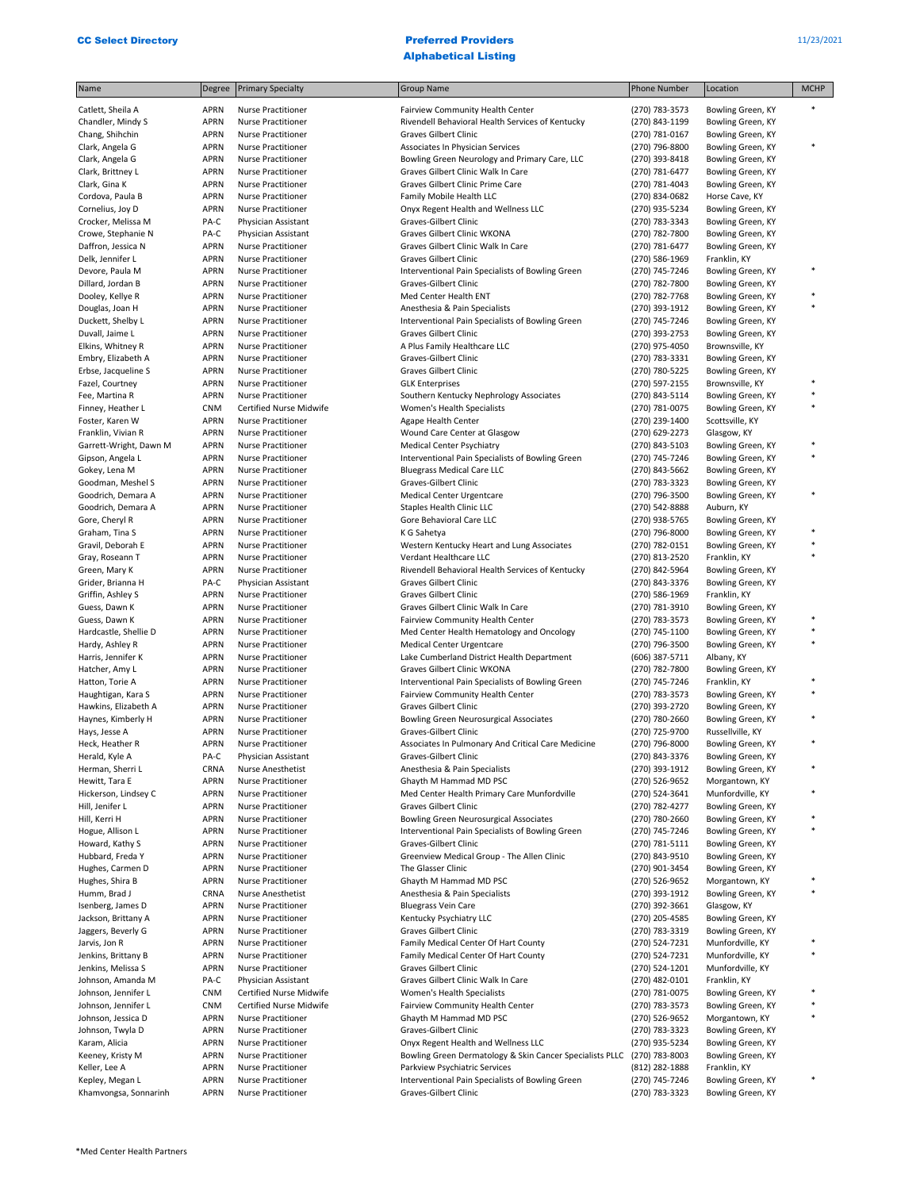**CC Select Directory** **Preferred Providers** 11/23/2021
**Alphabetical Listing**

| Name | Degree | Primary Specialty | Group Name | Phone Number | Location | MCHP |
|---|---|---|---|---|---|---|
| Catlett, Sheila A | APRN | Nurse Practitioner | Fairview Community Health Center | (270) 783-3573 | Bowling Green, KY | * |
| Chandler, Mindy S | APRN | Nurse Practitioner | Rivendell Behavioral Health Services of Kentucky | (270) 843-1199 | Bowling Green, KY | |
| Chang, Shihchin | APRN | Nurse Practitioner | Graves Gilbert Clinic | (270) 781-0167 | Bowling Green, KY | |
| Clark, Angela G | APRN | Nurse Practitioner | Associates In Physician Services | (270) 796-8800 | Bowling Green, KY | * |
| Clark, Angela G | APRN | Nurse Practitioner | Bowling Green Neurology and Primary Care, LLC | (270) 393-8418 | Bowling Green, KY | |
| Clark, Brittney L | APRN | Nurse Practitioner | Graves Gilbert Clinic Walk In Care | (270) 781-6477 | Bowling Green, KY | |
| Clark, Gina K | APRN | Nurse Practitioner | Graves Gilbert Clinic Prime Care | (270) 781-4043 | Bowling Green, KY | |
| Cordova, Paula B | APRN | Nurse Practitioner | Family Mobile Health LLC | (270) 834-0682 | Horse Cave, KY | |
| Cornelius, Joy D | APRN | Nurse Practitioner | Onyx Regent Health and Wellness LLC | (270) 935-5234 | Bowling Green, KY | |
| Crocker, Melissa M | PA-C | Physician Assistant | Graves-Gilbert Clinic | (270) 783-3343 | Bowling Green, KY | |
| Crowe, Stephanie N | PA-C | Physician Assistant | Graves Gilbert Clinic WKONA | (270) 782-7800 | Bowling Green, KY | |
| Daffron, Jessica N | APRN | Nurse Practitioner | Graves Gilbert Clinic Walk In Care | (270) 781-6477 | Bowling Green, KY | |
| Delk, Jennifer L | APRN | Nurse Practitioner | Graves Gilbert Clinic | (270) 586-1969 | Franklin, KY | |
| Devore, Paula M | APRN | Nurse Practitioner | Interventional Pain Specialists of Bowling Green | (270) 745-7246 | Bowling Green, KY | * |
| Dillard, Jordan B | APRN | Nurse Practitioner | Graves-Gilbert Clinic | (270) 782-7800 | Bowling Green, KY | |
| Dooley, Kellye R | APRN | Nurse Practitioner | Med Center Health ENT | (270) 782-7768 | Bowling Green, KY | * |
| Douglas, Joan H | APRN | Nurse Practitioner | Anesthesia & Pain Specialists | (270) 393-1912 | Bowling Green, KY | * |
| Duckett, Shelby L | APRN | Nurse Practitioner | Interventional Pain Specialists of Bowling Green | (270) 745-7246 | Bowling Green, KY | |
| Duvall, Jaime L | APRN | Nurse Practitioner | Graves Gilbert Clinic | (270) 393-2753 | Bowling Green, KY | |
| Elkins, Whitney R | APRN | Nurse Practitioner | A Plus Family Healthcare LLC | (270) 975-4050 | Brownsville, KY | |
| Embry, Elizabeth A | APRN | Nurse Practitioner | Graves-Gilbert Clinic | (270) 783-3331 | Bowling Green, KY | |
| Erbse, Jacqueline S | APRN | Nurse Practitioner | Graves Gilbert Clinic | (270) 780-5225 | Bowling Green, KY | |
| Fazel, Courtney | APRN | Nurse Practitioner | GLK Enterprises | (270) 597-2155 | Brownsville, KY | * |
| Fee, Martina R | APRN | Nurse Practitioner | Southern Kentucky Nephrology Associates | (270) 843-5114 | Bowling Green, KY | * |
| Finney, Heather L | CNM | Certified Nurse Midwife | Women's Health Specialists | (270) 781-0075 | Bowling Green, KY | * |
| Foster, Karen W | APRN | Nurse Practitioner | Agape Health Center | (270) 239-1400 | Scottsville, KY | |
| Franklin, Vivian R | APRN | Nurse Practitioner | Wound Care Center at Glasgow | (270) 629-2273 | Glasgow, KY | |
| Garrett-Wright, Dawn M | APRN | Nurse Practitioner | Medical Center Psychiatry | (270) 843-5103 | Bowling Green, KY | * |
| Gipson, Angela L | APRN | Nurse Practitioner | Interventional Pain Specialists of Bowling Green | (270) 745-7246 | Bowling Green, KY | * |
| Gokey, Lena M | APRN | Nurse Practitioner | Bluegrass Medical Care LLC | (270) 843-5662 | Bowling Green, KY | |
| Goodman, Meshel S | APRN | Nurse Practitioner | Graves-Gilbert Clinic | (270) 783-3323 | Bowling Green, KY | |
| Goodrich, Demara A | APRN | Nurse Practitioner | Medical Center Urgentcare | (270) 796-3500 | Bowling Green, KY | * |
| Goodrich, Demara A | APRN | Nurse Practitioner | Staples Health Clinic LLC | (270) 542-8888 | Auburn, KY | |
| Gore, Cheryl R | APRN | Nurse Practitioner | Gore Behavioral Care LLC | (270) 938-5765 | Bowling Green, KY | |
| Graham, Tina S | APRN | Nurse Practitioner | K G Sahetya | (270) 796-8000 | Bowling Green, KY | * |
| Gravil, Deborah E | APRN | Nurse Practitioner | Western Kentucky Heart and Lung Associates | (270) 782-0151 | Bowling Green, KY | * |
| Gray, Roseann T | APRN | Nurse Practitioner | Verdant Healthcare LLC | (270) 813-2520 | Franklin, KY | * |
| Green, Mary K | APRN | Nurse Practitioner | Rivendell Behavioral Health Services of Kentucky | (270) 842-5964 | Bowling Green, KY | |
| Grider, Brianna H | PA-C | Physician Assistant | Graves Gilbert Clinic | (270) 843-3376 | Bowling Green, KY | |
| Griffin, Ashley S | APRN | Nurse Practitioner | Graves Gilbert Clinic | (270) 586-1969 | Franklin, KY | |
| Guess, Dawn K | APRN | Nurse Practitioner | Graves Gilbert Clinic Walk In Care | (270) 781-3910 | Bowling Green, KY | |
| Guess, Dawn K | APRN | Nurse Practitioner | Fairview Community Health Center | (270) 783-3573 | Bowling Green, KY | * |
| Hardcastle, Shellie D | APRN | Nurse Practitioner | Med Center Health Hematology and Oncology | (270) 745-1100 | Bowling Green, KY | * |
| Hardy, Ashley R | APRN | Nurse Practitioner | Medical Center Urgentcare | (270) 796-3500 | Bowling Green, KY | * |
| Harris, Jennifer K | APRN | Nurse Practitioner | Lake Cumberland District Health Department | (606) 387-5711 | Albany, KY | |
| Hatcher, Amy L | APRN | Nurse Practitioner | Graves Gilbert Clinic WKONA | (270) 782-7800 | Bowling Green, KY | |
| Hatton, Torie A | APRN | Nurse Practitioner | Interventional Pain Specialists of Bowling Green | (270) 745-7246 | Franklin, KY | * |
| Haughtigan, Kara S | APRN | Nurse Practitioner | Fairview Community Health Center | (270) 783-3573 | Bowling Green, KY | * |
| Hawkins, Elizabeth A | APRN | Nurse Practitioner | Graves Gilbert Clinic | (270) 393-2720 | Bowling Green, KY | |
| Haynes, Kimberly H | APRN | Nurse Practitioner | Bowling Green Neurosurgical Associates | (270) 780-2660 | Bowling Green, KY | * |
| Hays, Jesse A | APRN | Nurse Practitioner | Graves-Gilbert Clinic | (270) 725-9700 | Russellville, KY | |
| Heck, Heather R | APRN | Nurse Practitioner | Associates In Pulmonary And Critical Care Medicine | (270) 796-8000 | Bowling Green, KY | * |
| Herald, Kyle A | PA-C | Physician Assistant | Graves-Gilbert Clinic | (270) 843-3376 | Bowling Green, KY | |
| Herman, Sherri L | CRNA | Nurse Anesthetist | Anesthesia & Pain Specialists | (270) 393-1912 | Bowling Green, KY | * |
| Hewitt, Tara E | APRN | Nurse Practitioner | Ghayth M Hammad MD PSC | (270) 526-9652 | Morgantown, KY | |
| Hickerson, Lindsey C | APRN | Nurse Practitioner | Med Center Health Primary Care Munfordville | (270) 524-3641 | Munfordville, KY | * |
| Hill, Jenifer L | APRN | Nurse Practitioner | Graves Gilbert Clinic | (270) 782-4277 | Bowling Green, KY | |
| Hill, Kerri H | APRN | Nurse Practitioner | Bowling Green Neurosurgical Associates | (270) 780-2660 | Bowling Green, KY | * |
| Hogue, Allison L | APRN | Nurse Practitioner | Interventional Pain Specialists of Bowling Green | (270) 745-7246 | Bowling Green, KY | * |
| Howard, Kathy S | APRN | Nurse Practitioner | Graves-Gilbert Clinic | (270) 781-5111 | Bowling Green, KY | |
| Hubbard, Freda Y | APRN | Nurse Practitioner | Greenview Medical Group - The Allen Clinic | (270) 843-9510 | Bowling Green, KY | |
| Hughes, Carmen D | APRN | Nurse Practitioner | The Glasser Clinic | (270) 901-3454 | Bowling Green, KY | |
| Hughes, Shira B | APRN | Nurse Practitioner | Ghayth M Hammad MD PSC | (270) 526-9652 | Morgantown, KY | * |
| Humm, Brad J | CRNA | Nurse Anesthetist | Anesthesia & Pain Specialists | (270) 393-1912 | Bowling Green, KY | * |
| Isenberg, James D | APRN | Nurse Practitioner | Bluegrass Vein Care | (270) 392-3661 | Glasgow, KY | |
| Jackson, Brittany A | APRN | Nurse Practitioner | Kentucky Psychiatry LLC | (270) 205-4585 | Bowling Green, KY | |
| Jaggers, Beverly G | APRN | Nurse Practitioner | Graves Gilbert Clinic | (270) 783-3319 | Bowling Green, KY | |
| Jarvis, Jon R | APRN | Nurse Practitioner | Family Medical Center Of Hart County | (270) 524-7231 | Munfordville, KY | * |
| Jenkins, Brittany B | APRN | Nurse Practitioner | Family Medical Center Of Hart County | (270) 524-7231 | Munfordville, KY | * |
| Jenkins, Melissa S | APRN | Nurse Practitioner | Graves Gilbert Clinic | (270) 524-1201 | Munfordville, KY | |
| Johnson, Amanda M | PA-C | Physician Assistant | Graves Gilbert Clinic Walk In Care | (270) 482-0101 | Franklin, KY | |
| Johnson, Jennifer L | CNM | Certified Nurse Midwife | Women's Health Specialists | (270) 781-0075 | Bowling Green, KY | * |
| Johnson, Jennifer L | CNM | Certified Nurse Midwife | Fairview Community Health Center | (270) 783-3573 | Bowling Green, KY | * |
| Johnson, Jessica D | APRN | Nurse Practitioner | Ghayth M Hammad MD PSC | (270) 526-9652 | Morgantown, KY | * |
| Johnson, Twyla D | APRN | Nurse Practitioner | Graves-Gilbert Clinic | (270) 783-3323 | Bowling Green, KY | |
| Karam, Alicia | APRN | Nurse Practitioner | Onyx Regent Health and Wellness LLC | (270) 935-5234 | Bowling Green, KY | |
| Keeney, Kristy M | APRN | Nurse Practitioner | Bowling Green Dermatology & Skin Cancer Specialists PLLC | (270) 783-8003 | Bowling Green, KY | |
| Keller, Lee A | APRN | Nurse Practitioner | Parkview Psychiatric Services | (812) 282-1888 | Franklin, KY | |
| Kepley, Megan L | APRN | Nurse Practitioner | Interventional Pain Specialists of Bowling Green | (270) 745-7246 | Bowling Green, KY | * |
| Khamvongsa, Sonnarinh | APRN | Nurse Practitioner | Graves-Gilbert Clinic | (270) 783-3323 | Bowling Green, KY | |

*Med Center Health Partners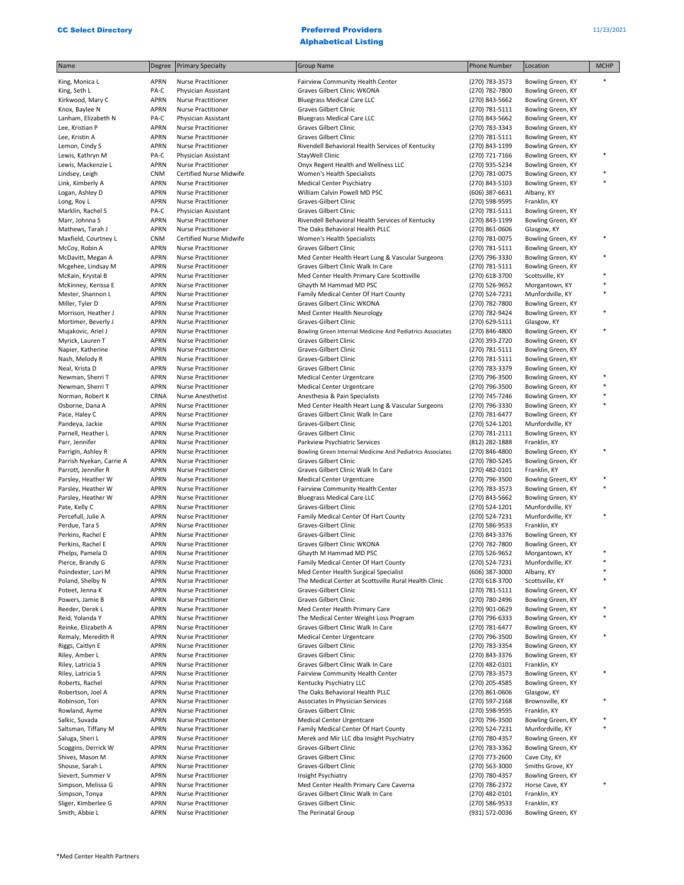**CC Select Directory**

# Preferred Providers
## Alphabetical Listing

| Name | Degree | Primary Specialty | Group Name | Phone Number | Location | MCHP |
|---|---|---|---|---|---|---|
| King, Monica L | APRN | Nurse Practitioner | Fairview Community Health Center | (270) 783-3573 | Bowling Green, KY | * |
| King, Seth L | PA-C | Physician Assistant | Graves Gilbert Clinic WKONA | (270) 782-7800 | Bowling Green, KY | |
| Kirkwood, Mary C | APRN | Nurse Practitioner | Bluegrass Medical Care LLC | (270) 843-5662 | Bowling Green, KY | |
| Knox, Baylee N | APRN | Nurse Practitioner | Graves Gilbert Clinic | (270) 781-5111 | Bowling Green, KY | |
| Lanham, Elizabeth N | PA-C | Physician Assistant | Bluegrass Medical Care LLC | (270) 843-5662 | Bowling Green, KY | |
| Lee, Kristian P | APRN | Nurse Practitioner | Graves Gilbert Clinic | (270) 783-3343 | Bowling Green, KY | |
| Lee, Kristin A | APRN | Nurse Practitioner | Graves Gilbert Clinic | (270) 781-5111 | Bowling Green, KY | |
| Lemon, Cindy S | APRN | Nurse Practitioner | Rivendell Behavioral Health Services of Kentucky | (270) 843-1199 | Bowling Green, KY | |
| Lewis, Kathryn M | PA-C | Physician Assistant | StayWell Clinic | (270) 721-7166 | Bowling Green, KY | * |
| Lewis, Mackenzie L | APRN | Nurse Practitioner | Onyx Regent Health and Wellness LLC | (270) 935-5234 | Bowling Green, KY | |
| Lindsey, Leigh | CNM | Certified Nurse Midwife | Women's Health Specialists | (270) 781-0075 | Bowling Green, KY | * |
| Link, Kimberly A | APRN | Nurse Practitioner | Medical Center Psychiatry | (270) 843-5103 | Bowling Green, KY | * |
| Logan, Ashley D | APRN | Nurse Practitioner | William Calvin Powell MD PSC | (606) 387-6631 | Albany, KY | |
| Long, Roy L | APRN | Nurse Practitioner | Graves-Gilbert Clinic | (270) 598-9595 | Franklin, KY | |
| Marklin, Rachel S | PA-C | Physician Assistant | Graves Gilbert Clinic | (270) 781-5111 | Bowling Green, KY | |
| Marr, Johnna S | APRN | Nurse Practitioner | Rivendell Behavioral Health Services of Kentucky | (270) 843-1199 | Bowling Green, KY | |
| Mathews, Tarah J | APRN | Nurse Practitioner | The Oaks Behavioral Health PLLC | (270) 861-0606 | Glasgow, KY | |
| Maxfield, Courtney L | CNM | Certified Nurse Midwife | Women's Health Specialists | (270) 781-0075 | Bowling Green, KY | * |
| McCoy, Robin A | APRN | Nurse Practitioner | Graves Gilbert Clinic | (270) 781-5111 | Bowling Green, KY | |
| McDavitt, Megan A | APRN | Nurse Practitioner | Med Center Health Heart Lung & Vascular Surgeons | (270) 796-3330 | Bowling Green, KY | * |
| Mcgehee, Lindsay M | APRN | Nurse Practitioner | Graves Gilbert Clinic Walk In Care | (270) 781-5111 | Bowling Green, KY | |
| McKain, Krystal B | APRN | Nurse Practitioner | Med Center Health Primary Care Scottsville | (270) 618-3700 | Scottsville, KY | * |
| McKinney, Kerissa E | APRN | Nurse Practitioner | Ghayth M Hammad MD PSC | (270) 526-9652 | Morgantown, KY | * |
| Mester, Shannon L | APRN | Nurse Practitioner | Family Medical Center Of Hart County | (270) 524-7231 | Munfordville, KY | * |
| Miller, Tyler D | APRN | Nurse Practitioner | Graves Gilbert Clinic WKONA | (270) 782-7800 | Bowling Green, KY | |
| Morrison, Heather J | APRN | Nurse Practitioner | Med Center Health Neurology | (270) 782-9424 | Bowling Green, KY | * |
| Mortimer, Beverly J | APRN | Nurse Practitioner | Graves-Gilbert Clinic | (270) 629-5111 | Glasgow, KY | |
| Mujakovic, Ariel J | APRN | Nurse Practitioner | Bowling Green Internal Medicine And Pediatrics Associates | (270) 846-4800 | Bowling Green, KY | * |
| Myrick, Lauren T | APRN | Nurse Practitioner | Graves Gilbert Clinic | (270) 393-2720 | Bowling Green, KY | |
| Napier, Katherine | APRN | Nurse Practitioner | Graves-Gilbert Clinic | (270) 781-5111 | Bowling Green, KY | |
| Nash, Melody R | APRN | Nurse Practitioner | Graves-Gilbert Clinic | (270) 781-5111 | Bowling Green, KY | |
| Neal, Krista D | APRN | Nurse Practitioner | Graves Gilbert Clinic | (270) 783-3379 | Bowling Green, KY | |
| Newman, Sherri T | APRN | Nurse Practitioner | Medical Center Urgentcare | (270) 796-3500 | Bowling Green, KY | * |
| Newman, Sherri T | APRN | Nurse Practitioner | Medical Center Urgentcare | (270) 796-3500 | Bowling Green, KY | * |
| Norman, Robert K | CRNA | Nurse Anesthetist | Anesthesia & Pain Specialists | (270) 745-7246 | Bowling Green, KY | * |
| Osborne, Dana A | APRN | Nurse Practitioner | Med Center Health Heart Lung & Vascular Surgeons | (270) 796-3330 | Bowling Green, KY | * |
| Pace, Haley C | APRN | Nurse Practitioner | Graves Gilbert Clinic Walk In Care | (270) 781-6477 | Bowling Green, KY | |
| Pandeya, Jackie | APRN | Nurse Practitioner | Graves-Gilbert Clinic | (270) 524-1201 | Munfordville, KY | |
| Parnell, Heather L | APRN | Nurse Practitioner | Graves Gilbert Clinic | (270) 781-2111 | Bowling Green, KY | |
| Parr, Jennifer | APRN | Nurse Practitioner | Parkview Psychiatric Services | (812) 282-1888 | Franklin, KY | |
| Parrigin, Ashley R | APRN | Nurse Practitioner | Bowling Green Internal Medicine And Pediatrics Associates | (270) 846-4800 | Bowling Green, KY | * |
| Parrish Nyekan, Carrie A | APRN | Nurse Practitioner | Graves Gilbert Clinic | (270) 780-5245 | Bowling Green, KY | |
| Parrott, Jennifer R | APRN | Nurse Practitioner | Graves Gilbert Clinic Walk In Care | (270) 482-0101 | Franklin, KY | |
| Parsley, Heather W | APRN | Nurse Practitioner | Medical Center Urgentcare | (270) 796-3500 | Bowling Green, KY | * |
| Parsley, Heather W | APRN | Nurse Practitioner | Fairview Community Health Center | (270) 783-3573 | Bowling Green, KY | * |
| Parsley, Heather W | APRN | Nurse Practitioner | Bluegrass Medical Care LLC | (270) 843-5662 | Bowling Green, KY | |
| Pate, Kelly C | APRN | Nurse Practitioner | Graves-Gilbert Clinic | (270) 524-1201 | Munfordville, KY | |
| Percefull, Julie A | APRN | Nurse Practitioner | Family Medical Center Of Hart County | (270) 524-7231 | Munfordville, KY | * |
| Perdue, Tara S | APRN | Nurse Practitioner | Graves-Gilbert Clinic | (270) 586-9533 | Franklin, KY | |
| Perkins, Rachel E | APRN | Nurse Practitioner | Graves-Gilbert Clinic | (270) 843-3376 | Bowling Green, KY | |
| Perkins, Rachel E | APRN | Nurse Practitioner | Graves Gilbert Clinic WKONA | (270) 782-7800 | Bowling Green, KY | |
| Phelps, Pamela D | APRN | Nurse Practitioner | Ghayth M Hammad MD PSC | (270) 526-9652 | Morgantown, KY | * |
| Pierce, Brandy G | APRN | Nurse Practitioner | Family Medical Center Of Hart County | (270) 524-7231 | Munfordville, KY | * |
| Poindexter, Lori M | APRN | Nurse Practitioner | Med Center Health Surgical Specialist | (606) 387-3000 | Albany, KY | * |
| Poland, Shelby N | APRN | Nurse Practitioner | The Medical Center at Scottsville Rural Health Clinic | (270) 618-3700 | Scottsville, KY | * |
| Poteet, Jenna K | APRN | Nurse Practitioner | Graves-Gilbert Clinic | (270) 781-5111 | Bowling Green, KY | |
| Powers, Jamie B | APRN | Nurse Practitioner | Graves Gilbert Clinic | (270) 780-2496 | Bowling Green, KY | |
| Reeder, Derek L | APRN | Nurse Practitioner | Med Center Health Primary Care | (270) 901-0629 | Bowling Green, KY | * |
| Reid, Yolanda Y | APRN | Nurse Practitioner | The Medical Center Weight Loss Program | (270) 796-6333 | Bowling Green, KY | * |
| Reinke, Elizabeth A | APRN | Nurse Practitioner | Graves Gilbert Clinic Walk In Care | (270) 781-6477 | Bowling Green, KY | |
| Remaly, Meredith R | APRN | Nurse Practitioner | Medical Center Urgentcare | (270) 796-3500 | Bowling Green, KY | * |
| Riggs, Caitlyn E | APRN | Nurse Practitioner | Graves Gilbert Clinic | (270) 783-3354 | Bowling Green, KY | |
| Riley, Amber L | APRN | Nurse Practitioner | Graves Gilbert Clinic | (270) 843-3376 | Bowling Green, KY | |
| Riley, Latricia S | APRN | Nurse Practitioner | Graves Gilbert Clinic Walk In Care | (270) 482-0101 | Franklin, KY | |
| Riley, Latricia S | APRN | Nurse Practitioner | Fairview Community Health Center | (270) 783-3573 | Bowling Green, KY | * |
| Roberts, Rachel | APRN | Nurse Practitioner | Kentucky Psychiatry LLC | (270) 205-4585 | Bowling Green, KY | |
| Robertson, Joel A | APRN | Nurse Practitioner | The Oaks Behavioral Health PLLC | (270) 861-0606 | Glasgow, KY | |
| Robinson, Tori | APRN | Nurse Practitioner | Associates In Physician Services | (270) 597-2168 | Brownsville, KY | * |
| Rowland, Ayme | APRN | Nurse Practitioner | Graves Gilbert Clinic | (270) 598-9595 | Franklin, KY | |
| Salkic, Suvada | APRN | Nurse Practitioner | Medical Center Urgentcare | (270) 796-3500 | Bowling Green, KY | * |
| Saltsman, Tiffany M | APRN | Nurse Practitioner | Family Medical Center Of Hart County | (270) 524-7231 | Munfordville, KY | * |
| Saluga, Sheri L | APRN | Nurse Practitioner | Merek and Mir LLC dba Insight Psychiatry | (270) 780-4357 | Bowling Green, KY | |
| Scoggins, Derrick W | APRN | Nurse Practitioner | Graves-Gilbert Clinic | (270) 783-3362 | Bowling Green, KY | |
| Shives, Mason M | APRN | Nurse Practitioner | Graves Gilbert Clinic | (270) 773-2600 | Cave City, KY | |
| Shouse, Sarah L | APRN | Nurse Practitioner | Graves-Gilbert Clinic | (270) 563-3000 | Smiths Grove, KY | |
| Sievert, Summer V | APRN | Nurse Practitioner | Insight Psychiatry | (270) 780-4357 | Bowling Green, KY | |
| Simpson, Melissa G | APRN | Nurse Practitioner | Med Center Health Primary Care Caverna | (270) 786-2372 | Horse Cave, KY | * |
| Simpson, Tonya | APRN | Nurse Practitioner | Graves Gilbert Clinic Walk In Care | (270) 482-0101 | Franklin, KY | |
| Sliger, Kimberlee G | APRN | Nurse Practitioner | Graves Gilbert Clinic | (270) 586-9533 | Franklin, KY | |
| Smith, Abbie L | APRN | Nurse Practitioner | The Perinatal Group | (931) 572-0036 | Bowling Green, KY | |

*Med Center Health Partners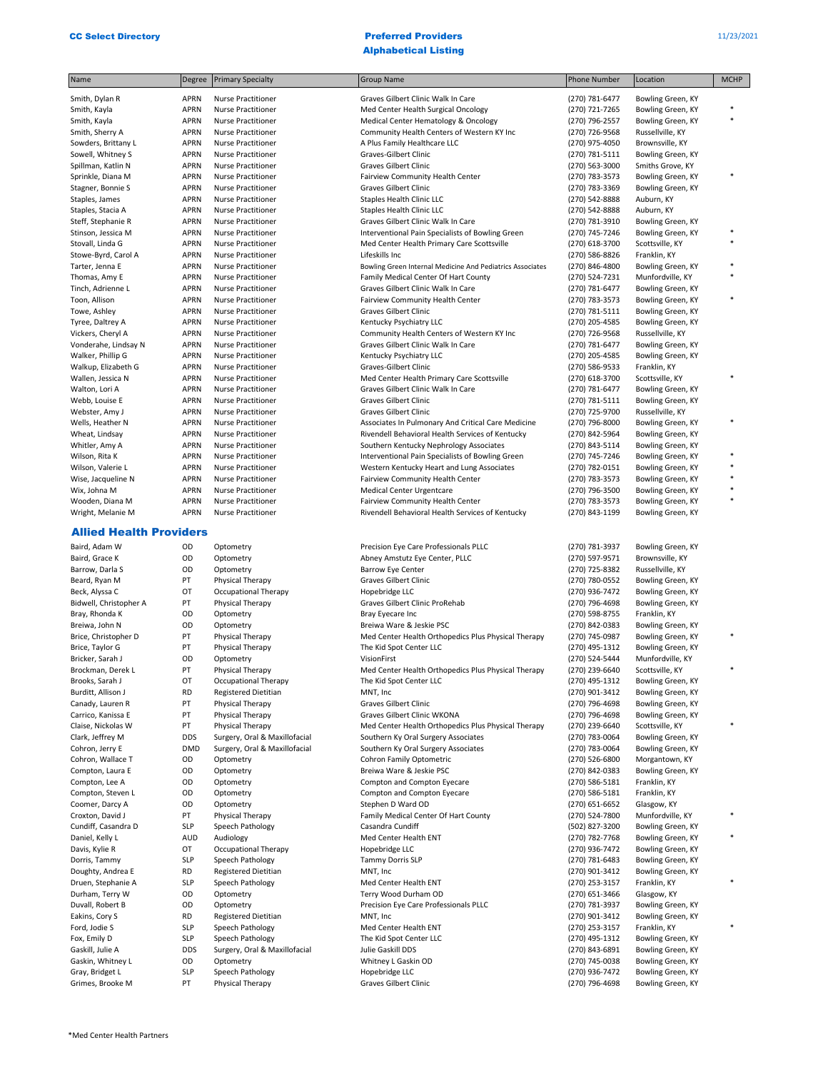| Name | Degree | Primary Specialty | Group Name | Phone Number | Location | MCHP |
|---|---|---|---|---|---|---|
| Smith, Dylan R | APRN | Nurse Practitioner | Graves Gilbert Clinic Walk In Care | (270) 781-6477 | Bowling Green, KY | |
| Smith, Kayla | APRN | Nurse Practitioner | Med Center Health Surgical Oncology | (270) 721-7265 | Bowling Green, KY | * |
| Smith, Kayla | APRN | Nurse Practitioner | Medical Center Hematology & Oncology | (270) 796-2557 | Bowling Green, KY | * |
| Smith, Sherry A | APRN | Nurse Practitioner | Community Health Centers of Western KY Inc | (270) 726-9568 | Russellville, KY | |
| Sowders, Brittany L | APRN | Nurse Practitioner | A Plus Family Healthcare LLC | (270) 975-4050 | Brownsville, KY | |
| Sowell, Whitney S | APRN | Nurse Practitioner | Graves-Gilbert Clinic | (270) 781-5111 | Bowling Green, KY | |
| Spillman, Katlin N | APRN | Nurse Practitioner | Graves Gilbert Clinic | (270) 563-3000 | Smiths Grove, KY | |
| Sprinkle, Diana M | APRN | Nurse Practitioner | Fairview Community Health Center | (270) 783-3573 | Bowling Green, KY | * |
| Stagner, Bonnie S | APRN | Nurse Practitioner | Graves Gilbert Clinic | (270) 783-3369 | Bowling Green, KY | |
| Staples, James | APRN | Nurse Practitioner | Staples Health Clinic LLC | (270) 542-8888 | Auburn, KY | |
| Staples, Stacia A | APRN | Nurse Practitioner | Staples Health Clinic LLC | (270) 542-8888 | Auburn, KY | |
| Steff, Stephanie R | APRN | Nurse Practitioner | Graves Gilbert Clinic Walk In Care | (270) 781-3910 | Bowling Green, KY | |
| Stinson, Jessica M | APRN | Nurse Practitioner | Interventional Pain Specialists of Bowling Green | (270) 745-7246 | Bowling Green, KY | * |
| Stovall, Linda G | APRN | Nurse Practitioner | Med Center Health Primary Care Scottsville | (270) 618-3700 | Scottsville, KY | * |
| Stowe-Byrd, Carol A | APRN | Nurse Practitioner | Lifeskills Inc | (270) 586-8826 | Franklin, KY | |
| Tarter, Jenna E | APRN | Nurse Practitioner | Bowling Green Internal Medicine And Pediatrics Associates | (270) 846-4800 | Bowling Green, KY | * |
| Thomas, Amy E | APRN | Nurse Practitioner | Family Medical Center Of Hart County | (270) 524-7231 | Munfordville, KY | * |
| Tinch, Adrienne L | APRN | Nurse Practitioner | Graves Gilbert Clinic Walk In Care | (270) 781-6477 | Bowling Green, KY | |
| Toon, Allison | APRN | Nurse Practitioner | Fairview Community Health Center | (270) 783-3573 | Bowling Green, KY | * |
| Towe, Ashley | APRN | Nurse Practitioner | Graves Gilbert Clinic | (270) 781-5111 | Bowling Green, KY | |
| Tyree, Daltrey A | APRN | Nurse Practitioner | Kentucky Psychiatry LLC | (270) 205-4585 | Bowling Green, KY | |
| Vickers, Cheryl A | APRN | Nurse Practitioner | Community Health Centers of Western KY Inc | (270) 726-9568 | Russellville, KY | |
| Vonderahe, Lindsay N | APRN | Nurse Practitioner | Graves Gilbert Clinic Walk In Care | (270) 781-6477 | Bowling Green, KY | |
| Walker, Phillip G | APRN | Nurse Practitioner | Kentucky Psychiatry LLC | (270) 205-4585 | Bowling Green, KY | |
| Walkup, Elizabeth G | APRN | Nurse Practitioner | Graves-Gilbert Clinic | (270) 586-9533 | Franklin, KY | |
| Wallen, Jessica N | APRN | Nurse Practitioner | Med Center Health Primary Care Scottsville | (270) 618-3700 | Scottsville, KY | * |
| Walton, Lori A | APRN | Nurse Practitioner | Graves Gilbert Clinic Walk In Care | (270) 781-6477 | Bowling Green, KY | |
| Webb, Louise E | APRN | Nurse Practitioner | Graves Gilbert Clinic | (270) 781-5111 | Bowling Green, KY | |
| Webster, Amy J | APRN | Nurse Practitioner | Graves Gilbert Clinic | (270) 725-9700 | Russellville, KY | |
| Wells, Heather N | APRN | Nurse Practitioner | Associates In Pulmonary And Critical Care Medicine | (270) 796-8000 | Bowling Green, KY | * |
| Wheat, Lindsay | APRN | Nurse Practitioner | Rivendell Behavioral Health Services of Kentucky | (270) 842-5964 | Bowling Green, KY | |
| Whitler, Amy A | APRN | Nurse Practitioner | Southern Kentucky Nephrology Associates | (270) 843-5114 | Bowling Green, KY | |
| Wilson, Rita K | APRN | Nurse Practitioner | Interventional Pain Specialists of Bowling Green | (270) 745-7246 | Bowling Green, KY | * |
| Wilson, Valerie L | APRN | Nurse Practitioner | Western Kentucky Heart and Lung Associates | (270) 782-0151 | Bowling Green, KY | * |
| Wise, Jacqueline N | APRN | Nurse Practitioner | Fairview Community Health Center | (270) 783-3573 | Bowling Green, KY | * |
| Wix, Johna M | APRN | Nurse Practitioner | Medical Center Urgentcare | (270) 796-3500 | Bowling Green, KY | * |
| Wooden, Diana M | APRN | Nurse Practitioner | Fairview Community Health Center | (270) 783-3573 | Bowling Green, KY | * |
| Wright, Melanie M | APRN | Nurse Practitioner | Rivendell Behavioral Health Services of Kentucky | (270) 843-1199 | Bowling Green, KY | |

## Allied Health Providers

| Name | Degree | Primary Specialty | Group Name | Phone Number | Location | MCHP |
|---|---|---|---|---|---|---|
| Baird, Adam W | OD | Optometry | Precision Eye Care Professionals PLLC | (270) 781-3937 | Bowling Green, KY | |
| Baird, Grace K | OD | Optometry | Abney Amstutz Eye Center, PLLC | (270) 597-9571 | Brownsville, KY | |
| Barrow, Darla S | OD | Optometry | Barrow Eye Center | (270) 725-8382 | Russellville, KY | |
| Beard, Ryan M | PT | Physical Therapy | Graves Gilbert Clinic | (270) 780-0552 | Bowling Green, KY | |
| Beck, Alyssa C | OT | Occupational Therapy | Hopebridge LLC | (270) 936-7472 | Bowling Green, KY | |
| Bidwell, Christopher A | PT | Physical Therapy | Graves Gilbert Clinic ProRehab | (270) 796-4698 | Bowling Green, KY | |
| Bray, Rhonda K | OD | Optometry | Bray Eyecare Inc | (270) 598-8755 | Franklin, KY | |
| Breiwa, John N | OD | Optometry | Breiwa Ware & Jeskie PSC | (270) 842-0383 | Bowling Green, KY | |
| Brice, Christopher D | PT | Physical Therapy | Med Center Health Orthopedics Plus Physical Therapy | (270) 745-0987 | Bowling Green, KY | * |
| Brice, Taylor G | PT | Physical Therapy | The Kid Spot Center LLC | (270) 495-1312 | Bowling Green, KY | |
| Bricker, Sarah J | OD | Optometry | VisionFirst | (270) 524-5444 | Munfordville, KY | |
| Brockman, Derek L | PT | Physical Therapy | Med Center Health Orthopedics Plus Physical Therapy | (270) 239-6640 | Scottsville, KY | * |
| Brooks, Sarah J | OT | Occupational Therapy | The Kid Spot Center LLC | (270) 495-1312 | Bowling Green, KY | |
| Burditt, Allison J | RD | Registered Dietitian | MNT, Inc | (270) 901-3412 | Bowling Green, KY | |
| Canady, Lauren R | PT | Physical Therapy | Graves Gilbert Clinic | (270) 796-4698 | Bowling Green, KY | |
| Carrico, Kanissa E | PT | Physical Therapy | Graves Gilbert Clinic WKONA | (270) 796-4698 | Bowling Green, KY | |
| Claise, Nickolas W | PT | Physical Therapy | Med Center Health Orthopedics Plus Physical Therapy | (270) 239-6640 | Scottsville, KY | * |
| Clark, Jeffrey M | DDS | Surgery, Oral & Maxillofacial | Southern Ky Oral Surgery Associates | (270) 783-0064 | Bowling Green, KY | |
| Cohron, Jerry E | DMD | Surgery, Oral & Maxillofacial | Southern Ky Oral Surgery Associates | (270) 783-0064 | Bowling Green, KY | |
| Cohron, Wallace T | OD | Optometry | Cohron Family Optometric | (270) 526-6800 | Morgantown, KY | |
| Compton, Laura E | OD | Optometry | Breiwa Ware & Jeskie PSC | (270) 842-0383 | Bowling Green, KY | |
| Compton, Lee A | OD | Optometry | Compton and Compton Eyecare | (270) 586-5181 | Franklin, KY | |
| Compton, Steven L | OD | Optometry | Compton and Compton Eyecare | (270) 586-5181 | Franklin, KY | |
| Coomer, Darcy A | OD | Optometry | Stephen D Ward OD | (270) 651-6652 | Glasgow, KY | |
| Croxton, David J | PT | Physical Therapy | Family Medical Center Of Hart County | (270) 524-7800 | Munfordville, KY | * |
| Cundiff, Casandra D | SLP | Speech Pathology | Casandra Cundiff | (502) 827-3200 | Bowling Green, KY | |
| Daniel, Kelly L | AUD | Audiology | Med Center Health ENT | (270) 782-7768 | Bowling Green, KY | * |
| Davis, Kylie R | OT | Occupational Therapy | Hopebridge LLC | (270) 936-7472 | Bowling Green, KY | |
| Dorris, Tammy | SLP | Speech Pathology | Tammy Dorris SLP | (270) 781-6483 | Bowling Green, KY | |
| Doughty, Andrea E | RD | Registered Dietitian | MNT, Inc | (270) 901-3412 | Bowling Green, KY | |
| Druen, Stephanie A | SLP | Speech Pathology | Med Center Health ENT | (270) 253-3157 | Franklin, KY | * |
| Durham, Terry W | OD | Optometry | Terry Wood Durham OD | (270) 651-3466 | Glasgow, KY | |
| Duvall, Robert B | OD | Optometry | Precision Eye Care Professionals PLLC | (270) 781-3937 | Bowling Green, KY | |
| Eakins, Cory S | RD | Registered Dietitian | MNT, Inc | (270) 901-3412 | Bowling Green, KY | |
| Ford, Jodie S | SLP | Speech Pathology | Med Center Health ENT | (270) 253-3157 | Franklin, KY | * |
| Fox, Emily D | SLP | Speech Pathology | The Kid Spot Center LLC | (270) 495-1312 | Bowling Green, KY | |
| Gaskill, Julie A | DDS | Surgery, Oral & Maxillofacial | Julie Gaskill DDS | (270) 843-6891 | Bowling Green, KY | |
| Gaskin, Whitney L | OD | Optometry | Whitney L Gaskin OD | (270) 745-0038 | Bowling Green, KY | |
| Gray, Bridget L | SLP | Speech Pathology | Hopebridge LLC | (270) 936-7472 | Bowling Green, KY | |
| Grimes, Brooke M | PT | Physical Therapy | Graves Gilbert Clinic | (270) 796-4698 | Bowling Green, KY | |

*Med Center Health Partners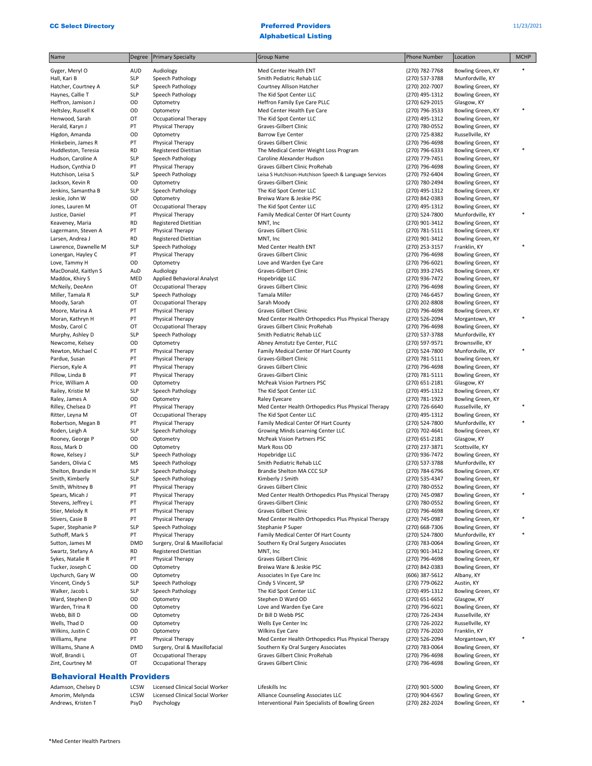**CC Select Directory**

## Preferred Providers
### Alphabetical Listing

11/23/2021

| Name | Degree | Primary Specialty | Group Name | Phone Number | Location | MCHP |
|---|---|---|---|---|---|---|
| Gyger, Meryl O | AUD | Audiology | Med Center Health ENT | (270) 782-7768 | Bowling Green, KY | * |
| Hall, Kari B | SLP | Speech Pathology | Smith Pediatric Rehab LLC | (270) 537-3788 | Munfordville, KY | |
| Hatcher, Courtney A | SLP | Speech Pathology | Courtney Allison Hatcher | (270) 202-7007 | Bowling Green, KY | |
| Haynes, Callie T | SLP | Speech Pathology | The Kid Spot Center LLC | (270) 495-1312 | Bowling Green, KY | |
| Heffron, Jamison J | OD | Optometry | Heffron Family Eye Care PLLC | (270) 629-2015 | Glasgow, KY | |
| Heltsley, Russell K | OD | Optometry | Med Center Health Eye Care | (270) 796-3533 | Bowling Green, KY | * |
| Henwood, Sarah | OT | Occupational Therapy | The Kid Spot Center LLC | (270) 495-1312 | Bowling Green, KY | |
| Herald, Karyn J | PT | Physical Therapy | Graves-Gilbert Clinic | (270) 780-0552 | Bowling Green, KY | |
| Higdon, Amanda | OD | Optometry | Barrow Eye Center | (270) 725-8382 | Russellville, KY | |
| Hinkebein, James R | PT | Physical Therapy | Graves Gilbert Clinic | (270) 796-4698 | Bowling Green, KY | |
| Huddleston, Teresia | RD | Registered Dietitian | The Medical Center Weight Loss Program | (270) 796-6333 | Bowling Green, KY | * |
| Hudson, Caroline A | SLP | Speech Pathology | Caroline Alexander Hudson | (270) 779-7451 | Bowling Green, KY | |
| Hudson, Cynthia D | PT | Physical Therapy | Graves Gilbert Clinic ProRehab | (270) 796-4698 | Bowling Green, KY | |
| Hutchison, Leisa S | SLP | Speech Pathology | Leisa S Hutchison-Hutchison Speech & Language Services | (270) 792-6404 | Bowling Green, KY | |
| Jackson, Kevin R | OD | Optometry | Graves-Gilbert Clinic | (270) 780-2494 | Bowling Green, KY | |
| Jenkins, Samantha B | SLP | Speech Pathology | The Kid Spot Center LLC | (270) 495-1312 | Bowling Green, KY | |
| Jeskie, John W | OD | Optometry | Breiwa Ware & Jeskie PSC | (270) 842-0383 | Bowling Green, KY | |
| Jones, Lauren M | OT | Occupational Therapy | The Kid Spot Center LLC | (270) 495-1312 | Bowling Green, KY | |
| Justice, Daniel | PT | Physical Therapy | Family Medical Center Of Hart County | (270) 524-7800 | Munfordville, KY | * |
| Keaveney, Maria | RD | Registered Dietitian | MNT, Inc | (270) 901-3412 | Bowling Green, KY | |
| Lagermann, Steven A | PT | Physical Therapy | Graves Gilbert Clinic | (270) 781-5111 | Bowling Green, KY | |
| Larsen, Andrea J | RD | Registered Dietitian | MNT, Inc | (270) 901-3412 | Bowling Green, KY | |
| Lawrence, Dawnelle M | SLP | Speech Pathology | Med Center Health ENT | (270) 253-3157 | Franklin, KY | * |
| Lonergan, Hayley C | PT | Physical Therapy | Graves Gilbert Clinic | (270) 796-4698 | Bowling Green, KY | |
| Love, Tammy H | OD | Optometry | Love and Warden Eye Care | (270) 796-6021 | Bowling Green, KY | |
| MacDonald, Kaitlyn S | AuD | Audiology | Graves-Gilbert Clinic | (270) 393-2745 | Bowling Green, KY | |
| Maddox, Khiry S | MED | Applied Behavioral Analyst | Hopebridge LLC | (270) 936-7472 | Bowling Green, KY | |
| McNeily, DeeAnn | OT | Occupational Therapy | Graves Gilbert Clinic | (270) 796-4698 | Bowling Green, KY | |
| Miller, Tamala R | SLP | Speech Pathology | Tamala Miller | (270) 746-6457 | Bowling Green, KY | |
| Moody, Sarah | OT | Occupational Therapy | Sarah Moody | (270) 202-8808 | Bowling Green, KY | |
| Moore, Marina A | PT | Physical Therapy | Graves Gilbert Clinic | (270) 796-4698 | Bowling Green, KY | |
| Moran, Kathryn H | PT | Physical Therapy | Med Center Health Orthopedics Plus Physical Therapy | (270) 526-2094 | Morgantown, KY | * |
| Mosby, Carol C | OT | Occupational Therapy | Graves Gilbert Clinic ProRehab | (270) 796-4698 | Bowling Green, KY | |
| Murphy, Ashley D | SLP | Speech Pathology | Smith Pediatric Rehab LLC | (270) 537-3788 | Munfordville, KY | |
| Newcome, Kelsey | OD | Optometry | Abney Amstutz Eye Center, PLLC | (270) 597-9571 | Brownsville, KY | |
| Newton, Michael C | PT | Physical Therapy | Family Medical Center Of Hart County | (270) 524-7800 | Munfordville, KY | * |
| Pardue, Susan | PT | Physical Therapy | Graves-Gilbert Clinic | (270) 781-5111 | Bowling Green, KY | |
| Pierson, Kyle A | PT | Physical Therapy | Graves Gilbert Clinic | (270) 796-4698 | Bowling Green, KY | |
| Pillow, Linda B | PT | Physical Therapy | Graves-Gilbert Clinic | (270) 781-5111 | Bowling Green, KY | |
| Price, William A | OD | Optometry | McPeak Vision Partners PSC | (270) 651-2181 | Glasgow, KY | |
| Railey, Kristie M | SLP | Speech Pathology | The Kid Spot Center LLC | (270) 495-1312 | Bowling Green, KY | |
| Raley, James A | OD | Optometry | Raley Eyecare | (270) 781-1923 | Bowling Green, KY | |
| Rilley, Chelsea D | PT | Physical Therapy | Med Center Health Orthopedics Plus Physical Therapy | (270) 726-6640 | Russellville, KY | * |
| Ritter, Leyna M | OT | Occupational Therapy | The Kid Spot Center LLC | (270) 495-1312 | Bowling Green, KY | |
| Robertson, Megan B | PT | Physical Therapy | Family Medical Center Of Hart County | (270) 524-7800 | Munfordville, KY | * |
| Roden, Leigh A | SLP | Speech Pathology | Growing Minds Learning Center LLC | (270) 702-4641 | Bowling Green, KY | |
| Rooney, George P | OD | Optometry | McPeak Vision Partners PSC | (270) 651-2181 | Glasgow, KY | |
| Ross, Mark D | OD | Optometry | Mark Ross OD | (270) 237-3871 | Scottsville, KY | |
| Rowe, Kelsey J | SLP | Speech Pathology | Hopebridge LLC | (270) 936-7472 | Bowling Green, KY | |
| Sanders, Olivia C | MS | Speech Pathology | Smith Pediatric Rehab LLC | (270) 537-3788 | Munfordville, KY | |
| Shelton, Brandie H | SLP | Speech Pathology | Brandie Shelton MA CCC SLP | (270) 784-6796 | Bowling Green, KY | |
| Smith, Kimberly | SLP | Speech Pathology | Kimberly J Smith | (270) 535-4347 | Bowling Green, KY | |
| Smith, Whitney B | PT | Physical Therapy | Graves Gilbert Clinic | (270) 780-0552 | Bowling Green, KY | |
| Spears, Micah J | PT | Physical Therapy | Med Center Health Orthopedics Plus Physical Therapy | (270) 745-0987 | Bowling Green, KY | * |
| Stevens, Jeffrey L | PT | Physical Therapy | Graves-Gilbert Clinic | (270) 780-0552 | Bowling Green, KY | |
| Stier, Melody R | PT | Physical Therapy | Graves Gilbert Clinic | (270) 796-4698 | Bowling Green, KY | |
| Stivers, Casie B | PT | Physical Therapy | Med Center Health Orthopedics Plus Physical Therapy | (270) 745-0987 | Bowling Green, KY | * |
| Super, Stephanie P | SLP | Speech Pathology | Stephanie P Super | (270) 668-7306 | Bowling Green, KY | |
| Suthoff, Mark S | PT | Physical Therapy | Family Medical Center Of Hart County | (270) 524-7800 | Munfordville, KY | * |
| Sutton, James M | DMD | Surgery, Oral & Maxillofacial | Southern Ky Oral Surgery Associates | (270) 783-0064 | Bowling Green, KY | |
| Swartz, Stefany A | RD | Registered Dietitian | MNT, Inc | (270) 901-3412 | Bowling Green, KY | |
| Sykes, Natalie R | PT | Physical Therapy | Graves Gilbert Clinic | (270) 796-4698 | Bowling Green, KY | |
| Tucker, Joseph C | OD | Optometry | Breiwa Ware & Jeskie PSC | (270) 842-0383 | Bowling Green, KY | |
| Upchurch, Gary W | OD | Optometry | Associates In Eye Care Inc | (606) 387-5612 | Albany, KY | |
| Vincent, Cindy S | SLP | Speech Pathology | Cindy S Vincent, SP | (270) 779-0622 | Austin, KY | |
| Walker, Jacob L | SLP | Speech Pathology | The Kid Spot Center LLC | (270) 495-1312 | Bowling Green, KY | |
| Ward, Stephen D | OD | Optometry | Stephen D Ward OD | (270) 651-6652 | Glasgow, KY | |
| Warden, Trina R | OD | Optometry | Love and Warden Eye Care | (270) 796-6021 | Bowling Green, KY | |
| Webb, Bill D | OD | Optometry | Dr Bill D Webb PSC | (270) 726-2434 | Russellville, KY | |
| Wells, Thad D | OD | Optometry | Wells Eye Center Inc | (270) 726-2022 | Russellville, KY | |
| Wilkins, Justin C | OD | Optometry | Wilkins Eye Care | (270) 776-2020 | Franklin, KY | |
| Williams, Ryne | PT | Physical Therapy | Med Center Health Orthopedics Plus Physical Therapy | (270) 526-2094 | Morgantown, KY | * |
| Williams, Shane A | DMD | Surgery, Oral & Maxillofacial | Southern Ky Oral Surgery Associates | (270) 783-0064 | Bowling Green, KY | |
| Wolf, Brandi L | OT | Occupational Therapy | Graves Gilbert Clinic ProRehab | (270) 796-4698 | Bowling Green, KY | |
| Zint, Courtney M | OT | Occupational Therapy | Graves Gilbert Clinic | (270) 796-4698 | Bowling Green, KY | |

## Behavioral Health Providers

| Name | Degree | Primary Specialty | Group Name | Phone Number | Location | MCHP |
|---|---|---|---|---|---|---|
| Adamson, Chelsey D | LCSW | Licensed Clinical Social Worker | Lifeskills Inc | (270) 901-5000 | Bowling Green, KY | |
| Amorim, Melynda | LCSW | Licensed Clinical Social Worker | Alliance Counseling Associates LLC | (270) 904-6567 | Bowling Green, KY | |
| Andrews, Kristen T | PsyD | Psychology | Interventional Pain Specialists of Bowling Green | (270) 282-2024 | Bowling Green, KY | * |

*Med Center Health Partners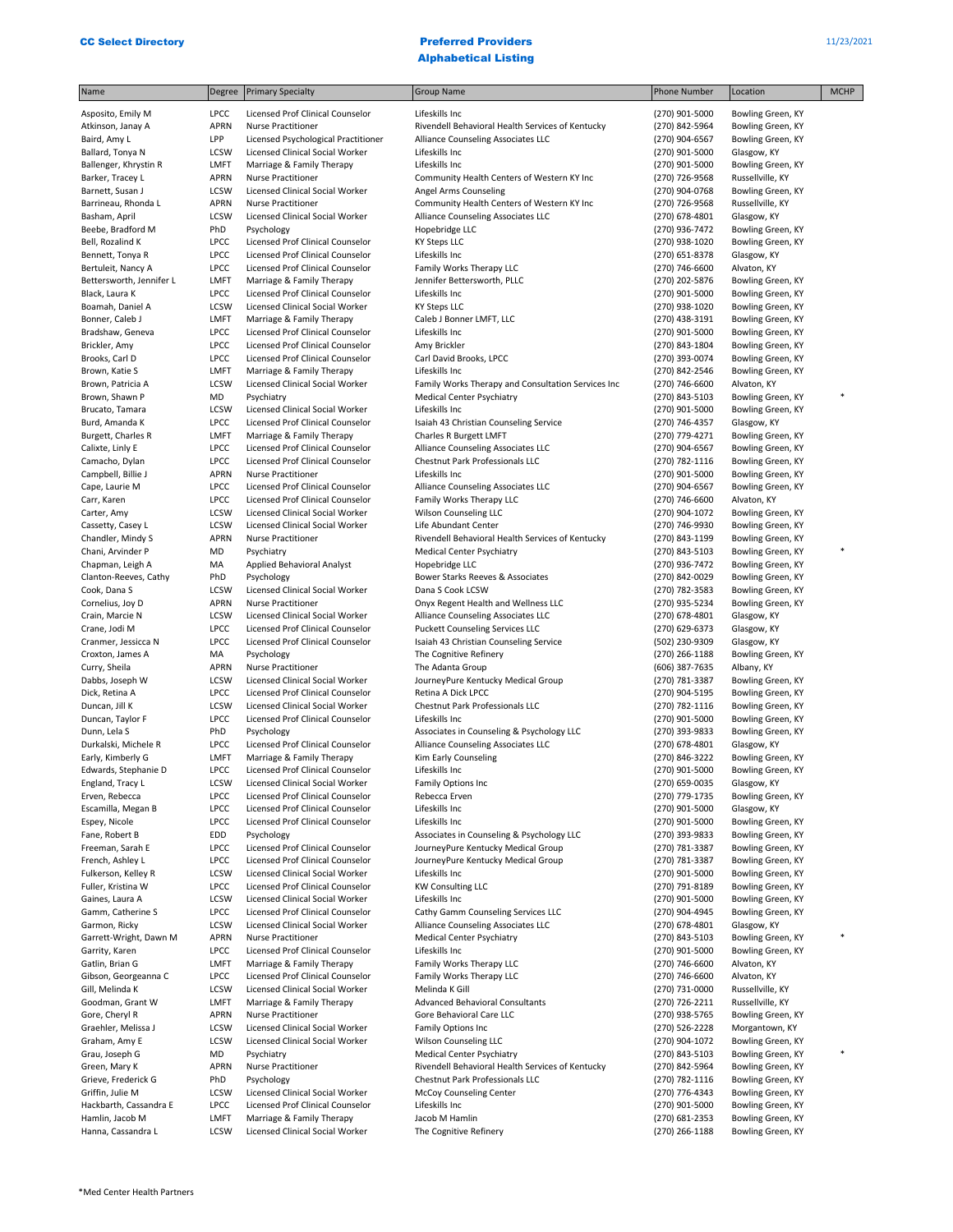**CC Select Directory**

**Preferred Providers**
**Alphabetical Listing**

11/23/2021

| Name | Degree | Primary Specialty | Group Name | Phone Number | Location | MCHP |
|---|---|---|---|---|---|---|
| Asposito, Emily M | LPCC | Licensed Prof Clinical Counselor | Lifeskills Inc | (270) 901-5000 | Bowling Green, KY | |
| Atkinson, Janay A | APRN | Nurse Practitioner | Rivendell Behavioral Health Services of Kentucky | (270) 842-5964 | Bowling Green, KY | |
| Baird, Amy L | LPP | Licensed Psychological Practitioner | Alliance Counseling Associates LLC | (270) 904-6567 | Bowling Green, KY | |
| Ballard, Tonya N | LCSW | Licensed Clinical Social Worker | Lifeskills Inc | (270) 901-5000 | Glasgow, KY | |
| Ballenger, Khrystin R | LMFT | Marriage & Family Therapy | Lifeskills Inc | (270) 901-5000 | Bowling Green, KY | |
| Barker, Tracey L | APRN | Nurse Practitioner | Community Health Centers of Western KY Inc | (270) 726-9568 | Russellville, KY | |
| Barnett, Susan J | LCSW | Licensed Clinical Social Worker | Angel Arms Counseling | (270) 904-0768 | Bowling Green, KY | |
| Barrineau, Rhonda L | APRN | Nurse Practitioner | Community Health Centers of Western KY Inc | (270) 726-9568 | Russellville, KY | |
| Basham, April | LCSW | Licensed Clinical Social Worker | Alliance Counseling Associates LLC | (270) 678-4801 | Glasgow, KY | |
| Beebe, Bradford M | PhD | Psychology | Hopebridge LLC | (270) 936-7472 | Bowling Green, KY | |
| Bell, Rozalind K | LPCC | Licensed Prof Clinical Counselor | KY Steps LLC | (270) 938-1020 | Bowling Green, KY | |
| Bennett, Tonya R | LPCC | Licensed Prof Clinical Counselor | Lifeskills Inc | (270) 651-8378 | Glasgow, KY | |
| Bertuleit, Nancy A | LPCC | Licensed Prof Clinical Counselor | Family Works Therapy LLC | (270) 746-6600 | Alvaton, KY | |
| Bettersworth, Jennifer L | LMFT | Marriage & Family Therapy | Jennifer Bettersworth, PLLC | (270) 202-5876 | Bowling Green, KY | |
| Black, Laura K | LPCC | Licensed Prof Clinical Counselor | Lifeskills Inc | (270) 901-5000 | Bowling Green, KY | |
| Boamah, Daniel A | LCSW | Licensed Clinical Social Worker | KY Steps LLC | (270) 938-1020 | Bowling Green, KY | |
| Bonner, Caleb J | LMFT | Marriage & Family Therapy | Caleb J Bonner LMFT, LLC | (270) 438-3191 | Bowling Green, KY | |
| Bradshaw, Geneva | LPCC | Licensed Prof Clinical Counselor | Lifeskills Inc | (270) 901-5000 | Bowling Green, KY | |
| Brickler, Amy | LPCC | Licensed Prof Clinical Counselor | Amy Brickler | (270) 843-1804 | Bowling Green, KY | |
| Brooks, Carl D | LPCC | Licensed Prof Clinical Counselor | Carl David Brooks, LPCC | (270) 393-0074 | Bowling Green, KY | |
| Brown, Katie S | LMFT | Marriage & Family Therapy | Lifeskills Inc | (270) 842-2546 | Bowling Green, KY | |
| Brown, Patricia A | LCSW | Licensed Clinical Social Worker | Family Works Therapy and Consultation Services Inc | (270) 746-6600 | Alvaton, KY | |
| Brown, Shawn P | MD | Psychiatry | Medical Center Psychiatry | (270) 843-5103 | Bowling Green, KY | * |
| Brucato, Tamara | LCSW | Licensed Clinical Social Worker | Lifeskills Inc | (270) 901-5000 | Bowling Green, KY | |
| Burd, Amanda K | LPCC | Licensed Prof Clinical Counselor | Isaiah 43 Christian Counseling Service | (270) 746-4357 | Glasgow, KY | |
| Burgett, Charles R | LMFT | Marriage & Family Therapy | Charles R Burgett LMFT | (270) 779-4271 | Bowling Green, KY | |
| Calixte, Linly E | LPCC | Licensed Prof Clinical Counselor | Alliance Counseling Associates LLC | (270) 904-6567 | Bowling Green, KY | |
| Camacho, Dylan | LPCC | Licensed Prof Clinical Counselor | Chestnut Park Professionals LLC | (270) 782-1116 | Bowling Green, KY | |
| Campbell, Billie J | APRN | Nurse Practitioner | Lifeskills Inc | (270) 901-5000 | Bowling Green, KY | |
| Cape, Laurie M | LPCC | Licensed Prof Clinical Counselor | Alliance Counseling Associates LLC | (270) 904-6567 | Bowling Green, KY | |
| Carr, Karen | LPCC | Licensed Prof Clinical Counselor | Family Works Therapy LLC | (270) 746-6600 | Alvaton, KY | |
| Carter, Amy | LCSW | Licensed Clinical Social Worker | Wilson Counseling LLC | (270) 904-1072 | Bowling Green, KY | |
| Cassetty, Casey L | LCSW | Licensed Clinical Social Worker | Life Abundant Center | (270) 746-9930 | Bowling Green, KY | |
| Chandler, Mindy S | APRN | Nurse Practitioner | Rivendell Behavioral Health Services of Kentucky | (270) 843-1199 | Bowling Green, KY | |
| Chani, Arvinder P | MD | Psychiatry | Medical Center Psychiatry | (270) 843-5103 | Bowling Green, KY | * |
| Chapman, Leigh A | MA | Applied Behavioral Analyst | Hopebridge LLC | (270) 936-7472 | Bowling Green, KY | |
| Clanton-Reeves, Cathy | PhD | Psychology | Bower Starks Reeves & Associates | (270) 842-0029 | Bowling Green, KY | |
| Cook, Dana S | LCSW | Licensed Clinical Social Worker | Dana S Cook LCSW | (270) 782-3583 | Bowling Green, KY | |
| Cornelius, Joy D | APRN | Nurse Practitioner | Onyx Regent Health and Wellness LLC | (270) 935-5234 | Bowling Green, KY | |
| Crain, Marcie N | LCSW | Licensed Clinical Social Worker | Alliance Counseling Associates LLC | (270) 678-4801 | Glasgow, KY | |
| Crane, Jodi M | LPCC | Licensed Prof Clinical Counselor | Puckett Counseling Services LLC | (270) 629-6373 | Glasgow, KY | |
| Cranmer, Jessicca N | LPCC | Licensed Prof Clinical Counselor | Isaiah 43 Christian Counseling Service | (502) 230-9309 | Glasgow, KY | |
| Croxton, James A | MA | Psychology | The Cognitive Refinery | (270) 266-1188 | Bowling Green, KY | |
| Curry, Sheila | APRN | Nurse Practitioner | The Adanta Group | (606) 387-7635 | Albany, KY | |
| Dabbs, Joseph W | LCSW | Licensed Clinical Social Worker | JourneyPure Kentucky Medical Group | (270) 781-3387 | Bowling Green, KY | |
| Dick, Retina A | LPCC | Licensed Prof Clinical Counselor | Retina A Dick LPCC | (270) 904-5195 | Bowling Green, KY | |
| Duncan, Jill K | LCSW | Licensed Clinical Social Worker | Chestnut Park Professionals LLC | (270) 782-1116 | Bowling Green, KY | |
| Duncan, Taylor F | LPCC | Licensed Prof Clinical Counselor | Lifeskills Inc | (270) 901-5000 | Bowling Green, KY | |
| Dunn, Lela S | PhD | Psychology | Associates in Counseling & Psychology LLC | (270) 393-9833 | Bowling Green, KY | |
| Durkalski, Michele R | LPCC | Licensed Prof Clinical Counselor | Alliance Counseling Associates LLC | (270) 678-4801 | Glasgow, KY | |
| Early, Kimberly G | LMFT | Marriage & Family Therapy | Kim Early Counseling | (270) 846-3222 | Bowling Green, KY | |
| Edwards, Stephanie D | LPCC | Licensed Prof Clinical Counselor | Lifeskills Inc | (270) 901-5000 | Bowling Green, KY | |
| England, Tracy L | LCSW | Licensed Clinical Social Worker | Family Options Inc | (270) 659-0035 | Glasgow, KY | |
| Erven, Rebecca | LPCC | Licensed Prof Clinical Counselor | Rebecca Erven | (270) 779-1735 | Bowling Green, KY | |
| Escamilla, Megan B | LPCC | Licensed Prof Clinical Counselor | Lifeskills Inc | (270) 901-5000 | Glasgow, KY | |
| Espey, Nicole | LPCC | Licensed Prof Clinical Counselor | Lifeskills Inc | (270) 901-5000 | Bowling Green, KY | |
| Fane, Robert B | EDD | Psychology | Associates in Counseling & Psychology LLC | (270) 393-9833 | Bowling Green, KY | |
| Freeman, Sarah E | LPCC | Licensed Prof Clinical Counselor | JourneyPure Kentucky Medical Group | (270) 781-3387 | Bowling Green, KY | |
| French, Ashley L | LPCC | Licensed Prof Clinical Counselor | JourneyPure Kentucky Medical Group | (270) 781-3387 | Bowling Green, KY | |
| Fulkerson, Kelley R | LCSW | Licensed Clinical Social Worker | Lifeskills Inc | (270) 901-5000 | Bowling Green, KY | |
| Fuller, Kristina W | LPCC | Licensed Prof Clinical Counselor | KW Consulting LLC | (270) 791-8189 | Bowling Green, KY | |
| Gaines, Laura A | LCSW | Licensed Clinical Social Worker | Lifeskills Inc | (270) 901-5000 | Bowling Green, KY | |
| Gamm, Catherine S | LPCC | Licensed Prof Clinical Counselor | Cathy Gamm Counseling Services LLC | (270) 904-4945 | Bowling Green, KY | |
| Garmon, Ricky | LCSW | Licensed Clinical Social Worker | Alliance Counseling Associates LLC | (270) 678-4801 | Glasgow, KY | |
| Garrett-Wright, Dawn M | APRN | Nurse Practitioner | Medical Center Psychiatry | (270) 843-5103 | Bowling Green, KY | * |
| Garrity, Karen | LPCC | Licensed Prof Clinical Counselor | Lifeskills Inc | (270) 901-5000 | Bowling Green, KY | |
| Gatlin, Brian G | LMFT | Marriage & Family Therapy | Family Works Therapy LLC | (270) 746-6600 | Alvaton, KY | |
| Gibson, Georgeanna C | LPCC | Licensed Prof Clinical Counselor | Family Works Therapy LLC | (270) 746-6600 | Alvaton, KY | |
| Gill, Melinda K | LCSW | Licensed Clinical Social Worker | Melinda K Gill | (270) 731-0000 | Russellville, KY | |
| Goodman, Grant W | LMFT | Marriage & Family Therapy | Advanced Behavioral Consultants | (270) 726-2211 | Russellville, KY | |
| Gore, Cheryl R | APRN | Nurse Practitioner | Gore Behavioral Care LLC | (270) 938-5765 | Bowling Green, KY | |
| Graehler, Melissa J | LCSW | Licensed Clinical Social Worker | Family Options Inc | (270) 526-2228 | Morgantown, KY | |
| Graham, Amy E | LCSW | Licensed Clinical Social Worker | Wilson Counseling LLC | (270) 904-1072 | Bowling Green, KY | |
| Grau, Joseph G | MD | Psychiatry | Medical Center Psychiatry | (270) 843-5103 | Bowling Green, KY | * |
| Green, Mary K | APRN | Nurse Practitioner | Rivendell Behavioral Health Services of Kentucky | (270) 842-5964 | Bowling Green, KY | |
| Grieve, Frederick G | PhD | Psychology | Chestnut Park Professionals LLC | (270) 782-1116 | Bowling Green, KY | |
| Griffin, Julie M | LCSW | Licensed Clinical Social Worker | McCoy Counseling Center | (270) 776-4343 | Bowling Green, KY | |
| Hackbarth, Cassandra E | LPCC | Licensed Prof Clinical Counselor | Lifeskills Inc | (270) 901-5000 | Bowling Green, KY | |
| Hamlin, Jacob M | LMFT | Marriage & Family Therapy | Jacob M Hamlin | (270) 681-2353 | Bowling Green, KY | |
| Hanna, Cassandra L | LCSW | Licensed Clinical Social Worker | The Cognitive Refinery | (270) 266-1188 | Bowling Green, KY | |

*Med Center Health Partners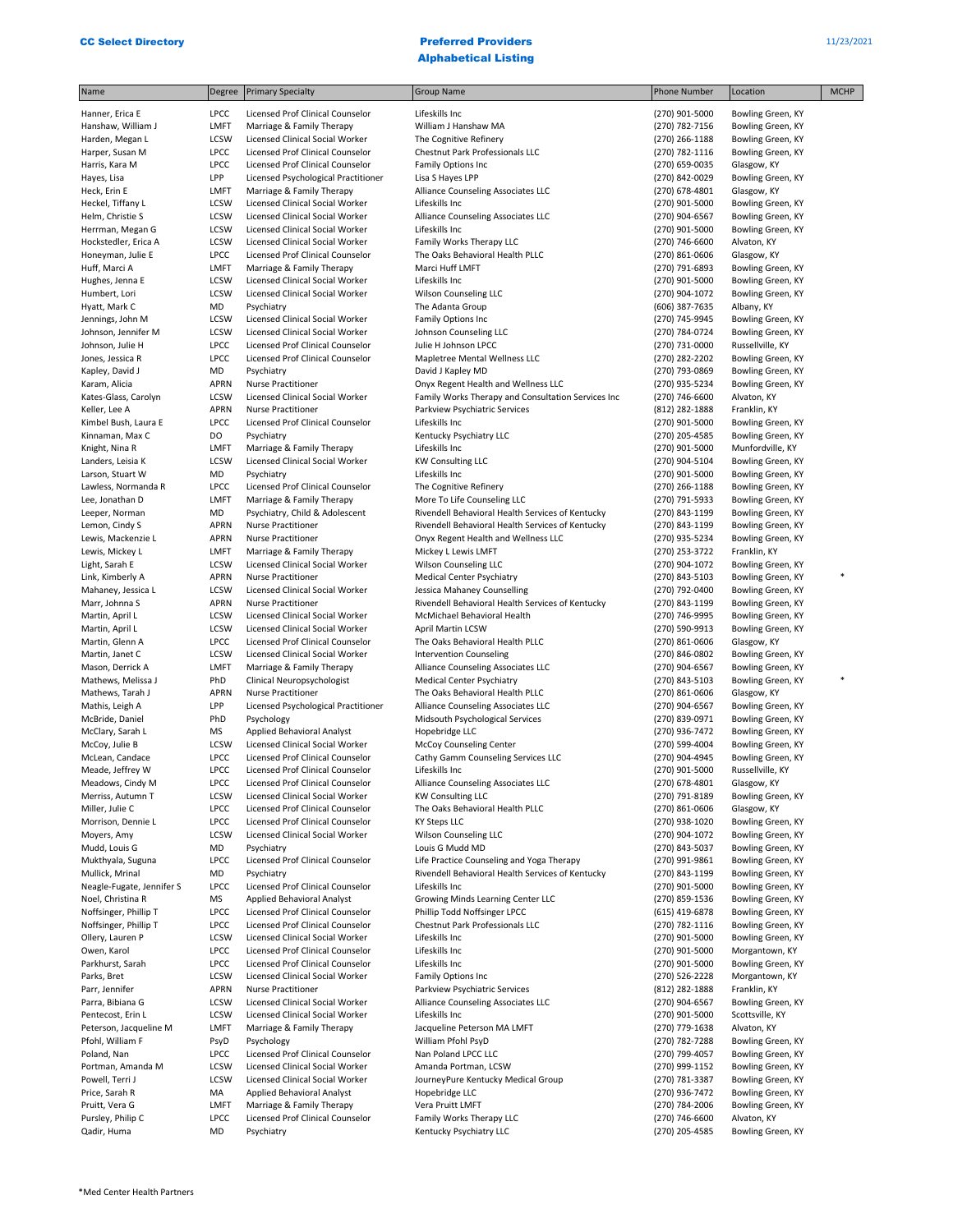**CC Select Directory**

**Preferred Providers**
**Alphabetical Listing**

11/23/2021

| Name | Degree | Primary Specialty | Group Name | Phone Number | Location | MCHP |
|---|---|---|---|---|---|---|
| Hanner, Erica E | LPCC | Licensed Prof Clinical Counselor | Lifeskills Inc | (270) 901-5000 | Bowling Green, KY | |
| Hanshaw, William J | LMFT | Marriage & Family Therapy | William J Hanshaw MA | (270) 782-7156 | Bowling Green, KY | |
| Harden, Megan L | LCSW | Licensed Clinical Social Worker | The Cognitive Refinery | (270) 266-1188 | Bowling Green, KY | |
| Harper, Susan M | LPCC | Licensed Prof Clinical Counselor | Chestnut Park Professionals LLC | (270) 782-1116 | Bowling Green, KY | |
| Harris, Kara M | LPCC | Licensed Prof Clinical Counselor | Family Options Inc | (270) 659-0035 | Glasgow, KY | |
| Hayes, Lisa | LPP | Licensed Psychological Practitioner | Lisa S Hayes LPP | (270) 842-0029 | Bowling Green, KY | |
| Heck, Erin E | LMFT | Marriage & Family Therapy | Alliance Counseling Associates LLC | (270) 678-4801 | Glasgow, KY | |
| Heckel, Tiffany L | LCSW | Licensed Clinical Social Worker | Lifeskills Inc | (270) 901-5000 | Bowling Green, KY | |
| Helm, Christie S | LCSW | Licensed Clinical Social Worker | Alliance Counseling Associates LLC | (270) 904-6567 | Bowling Green, KY | |
| Herrman, Megan G | LCSW | Licensed Clinical Social Worker | Lifeskills Inc | (270) 901-5000 | Bowling Green, KY | |
| Hockstedler, Erica A | LCSW | Licensed Clinical Social Worker | Family Works Therapy LLC | (270) 746-6600 | Alvaton, KY | |
| Honeyman, Julie E | LPCC | Licensed Prof Clinical Counselor | The Oaks Behavioral Health PLLC | (270) 861-0606 | Glasgow, KY | |
| Huff, Marci A | LMFT | Marriage & Family Therapy | Marci Huff LMFT | (270) 791-6893 | Bowling Green, KY | |
| Hughes, Jenna E | LCSW | Licensed Clinical Social Worker | Lifeskills Inc | (270) 901-5000 | Bowling Green, KY | |
| Humbert, Lori | LCSW | Licensed Clinical Social Worker | Wilson Counseling LLC | (270) 904-1072 | Bowling Green, KY | |
| Hyatt, Mark C | MD | Psychiatry | The Adanta Group | (606) 387-7635 | Albany, KY | |
| Jennings, John M | LCSW | Licensed Clinical Social Worker | Family Options Inc | (270) 745-9945 | Bowling Green, KY | |
| Johnson, Jennifer M | LCSW | Licensed Clinical Social Worker | Johnson Counseling LLC | (270) 784-0724 | Bowling Green, KY | |
| Johnson, Julie H | LPCC | Licensed Prof Clinical Counselor | Julie H Johnson LPCC | (270) 731-0000 | Russellville, KY | |
| Jones, Jessica R | LPCC | Licensed Prof Clinical Counselor | Mapletree Mental Wellness LLC | (270) 282-2202 | Bowling Green, KY | |
| Kapley, David J | MD | Psychiatry | David J Kapley MD | (270) 793-0869 | Bowling Green, KY | |
| Karam, Alicia | APRN | Nurse Practitioner | Onyx Regent Health and Wellness LLC | (270) 935-5234 | Bowling Green, KY | |
| Kates-Glass, Carolyn | LCSW | Licensed Clinical Social Worker | Family Works Therapy and Consultation Services Inc | (270) 746-6600 | Alvaton, KY | |
| Keller, Lee A | APRN | Nurse Practitioner | Parkview Psychiatric Services | (812) 282-1888 | Franklin, KY | |
| Kimbel Bush, Laura E | LPCC | Licensed Prof Clinical Counselor | Lifeskills Inc | (270) 901-5000 | Bowling Green, KY | |
| Kinnaman, Max C | DO | Psychiatry | Kentucky Psychiatry LLC | (270) 205-4585 | Bowling Green, KY | |
| Knight, Nina R | LMFT | Marriage & Family Therapy | Lifeskills Inc | (270) 901-5000 | Munfordville, KY | |
| Landers, Leisia K | LCSW | Licensed Clinical Social Worker | KW Consulting LLC | (270) 904-5104 | Bowling Green, KY | |
| Larson, Stuart W | MD | Psychiatry | Lifeskills Inc | (270) 901-5000 | Bowling Green, KY | |
| Lawless, Normanda R | LPCC | Licensed Prof Clinical Counselor | The Cognitive Refinery | (270) 266-1188 | Bowling Green, KY | |
| Lee, Jonathan D | LMFT | Marriage & Family Therapy | More To Life Counseling LLC | (270) 791-5933 | Bowling Green, KY | |
| Leeper, Norman | MD | Psychiatry, Child & Adolescent | Rivendell Behavioral Health Services of Kentucky | (270) 843-1199 | Bowling Green, KY | |
| Lemon, Cindy S | APRN | Nurse Practitioner | Rivendell Behavioral Health Services of Kentucky | (270) 843-1199 | Bowling Green, KY | |
| Lewis, Mackenzie L | APRN | Nurse Practitioner | Onyx Regent Health and Wellness LLC | (270) 935-5234 | Bowling Green, KY | |
| Lewis, Mickey L | LMFT | Marriage & Family Therapy | Mickey L Lewis LMFT | (270) 253-3722 | Franklin, KY | |
| Light, Sarah E | LCSW | Licensed Clinical Social Worker | Wilson Counseling LLC | (270) 904-1072 | Bowling Green, KY | |
| Link, Kimberly A | APRN | Nurse Practitioner | Medical Center Psychiatry | (270) 843-5103 | Bowling Green, KY | * |
| Mahaney, Jessica L | LCSW | Licensed Clinical Social Worker | Jessica Mahaney Counselling | (270) 792-0400 | Bowling Green, KY | |
| Marr, Johnna S | APRN | Nurse Practitioner | Rivendell Behavioral Health Services of Kentucky | (270) 843-1199 | Bowling Green, KY | |
| Martin, April L | LCSW | Licensed Clinical Social Worker | McMichael Behavioral Health | (270) 746-9995 | Bowling Green, KY | |
| Martin, April L | LCSW | Licensed Clinical Social Worker | April Martin LCSW | (270) 590-9913 | Bowling Green, KY | |
| Martin, Glenn A | LPCC | Licensed Prof Clinical Counselor | The Oaks Behavioral Health PLLC | (270) 861-0606 | Glasgow, KY | |
| Martin, Janet C | LCSW | Licensed Clinical Social Worker | Intervention Counseling | (270) 846-0802 | Bowling Green, KY | |
| Mason, Derrick A | LMFT | Marriage & Family Therapy | Alliance Counseling Associates LLC | (270) 904-6567 | Bowling Green, KY | |
| Mathews, Melissa J | PhD | Clinical Neuropsychologist | Medical Center Psychiatry | (270) 843-5103 | Bowling Green, KY | * |
| Mathews, Tarah J | APRN | Nurse Practitioner | The Oaks Behavioral Health PLLC | (270) 861-0606 | Glasgow, KY | |
| Mathis, Leigh A | LPP | Licensed Psychological Practitioner | Alliance Counseling Associates LLC | (270) 904-6567 | Bowling Green, KY | |
| McBride, Daniel | PhD | Psychology | Midsouth Psychological Services | (270) 839-0971 | Bowling Green, KY | |
| McClary, Sarah L | MS | Applied Behavioral Analyst | Hopebridge LLC | (270) 936-7472 | Bowling Green, KY | |
| McCoy, Julie B | LCSW | Licensed Clinical Social Worker | McCoy Counseling Center | (270) 599-4004 | Bowling Green, KY | |
| McLean, Candace | LPCC | Licensed Prof Clinical Counselor | Cathy Gamm Counseling Services LLC | (270) 904-4945 | Bowling Green, KY | |
| Meade, Jeffrey W | LPCC | Licensed Prof Clinical Counselor | Lifeskills Inc | (270) 901-5000 | Russellville, KY | |
| Meadows, Cindy M | LPCC | Licensed Prof Clinical Counselor | Alliance Counseling Associates LLC | (270) 678-4801 | Glasgow, KY | |
| Merriss, Autumn T | LCSW | Licensed Clinical Social Worker | KW Consulting LLC | (270) 791-8189 | Bowling Green, KY | |
| Miller, Julie C | LPCC | Licensed Prof Clinical Counselor | The Oaks Behavioral Health PLLC | (270) 861-0606 | Glasgow, KY | |
| Morrison, Dennie L | LPCC | Licensed Prof Clinical Counselor | KY Steps LLC | (270) 938-1020 | Bowling Green, KY | |
| Moyers, Amy | LCSW | Licensed Clinical Social Worker | Wilson Counseling LLC | (270) 904-1072 | Bowling Green, KY | |
| Mudd, Louis G | MD | Psychiatry | Louis G Mudd MD | (270) 843-5037 | Bowling Green, KY | |
| Mukthyala, Suguna | LPCC | Licensed Prof Clinical Counselor | Life Practice Counseling and Yoga Therapy | (270) 991-9861 | Bowling Green, KY | |
| Mullick, Mrinal | MD | Psychiatry | Rivendell Behavioral Health Services of Kentucky | (270) 843-1199 | Bowling Green, KY | |
| Neagle-Fugate, Jennifer S | LPCC | Licensed Prof Clinical Counselor | Lifeskills Inc | (270) 901-5000 | Bowling Green, KY | |
| Noel, Christina R | MS | Applied Behavioral Analyst | Growing Minds Learning Center LLC | (270) 859-1536 | Bowling Green, KY | |
| Noffsinger, Phillip T | LPCC | Licensed Prof Clinical Counselor | Phillip Todd Noffsinger LPCC | (615) 419-6878 | Bowling Green, KY | |
| Noffsinger, Phillip T | LPCC | Licensed Prof Clinical Counselor | Chestnut Park Professionals LLC | (270) 782-1116 | Bowling Green, KY | |
| Ollery, Lauren P | LCSW | Licensed Clinical Social Worker | Lifeskills Inc | (270) 901-5000 | Bowling Green, KY | |
| Owen, Karol | LPCC | Licensed Prof Clinical Counselor | Lifeskills Inc | (270) 901-5000 | Morgantown, KY | |
| Parkhurst, Sarah | LPCC | Licensed Prof Clinical Counselor | Lifeskills Inc | (270) 901-5000 | Bowling Green, KY | |
| Parks, Bret | LCSW | Licensed Clinical Social Worker | Family Options Inc | (270) 526-2228 | Morgantown, KY | |
| Parr, Jennifer | APRN | Nurse Practitioner | Parkview Psychiatric Services | (812) 282-1888 | Franklin, KY | |
| Parra, Bibiana G | LCSW | Licensed Clinical Social Worker | Alliance Counseling Associates LLC | (270) 904-6567 | Bowling Green, KY | |
| Pentecost, Erin L | LCSW | Licensed Clinical Social Worker | Lifeskills Inc | (270) 901-5000 | Scottsville, KY | |
| Peterson, Jacqueline M | LMFT | Marriage & Family Therapy | Jacqueline Peterson MA LMFT | (270) 779-1638 | Alvaton, KY | |
| Pfohl, William F | PsyD | Psychology | William Pfohl PsyD | (270) 782-7288 | Bowling Green, KY | |
| Poland, Nan | LPCC | Licensed Prof Clinical Counselor | Nan Poland LPCC LLC | (270) 799-4057 | Bowling Green, KY | |
| Portman, Amanda M | LCSW | Licensed Clinical Social Worker | Amanda Portman, LCSW | (270) 999-1152 | Bowling Green, KY | |
| Powell, Terri J | LCSW | Licensed Clinical Social Worker | JourneyPure Kentucky Medical Group | (270) 781-3387 | Bowling Green, KY | |
| Price, Sarah R | MA | Applied Behavioral Analyst | Hopebridge LLC | (270) 936-7472 | Bowling Green, KY | |
| Pruitt, Vera G | LMFT | Marriage & Family Therapy | Vera Pruitt LMFT | (270) 784-2006 | Bowling Green, KY | |
| Pursley, Philip C | LPCC | Licensed Prof Clinical Counselor | Family Works Therapy LLC | (270) 746-6600 | Alvaton, KY | |
| Qadir, Huma | MD | Psychiatry | Kentucky Psychiatry LLC | (270) 205-4585 | Bowling Green, KY | |

*Med Center Health Partners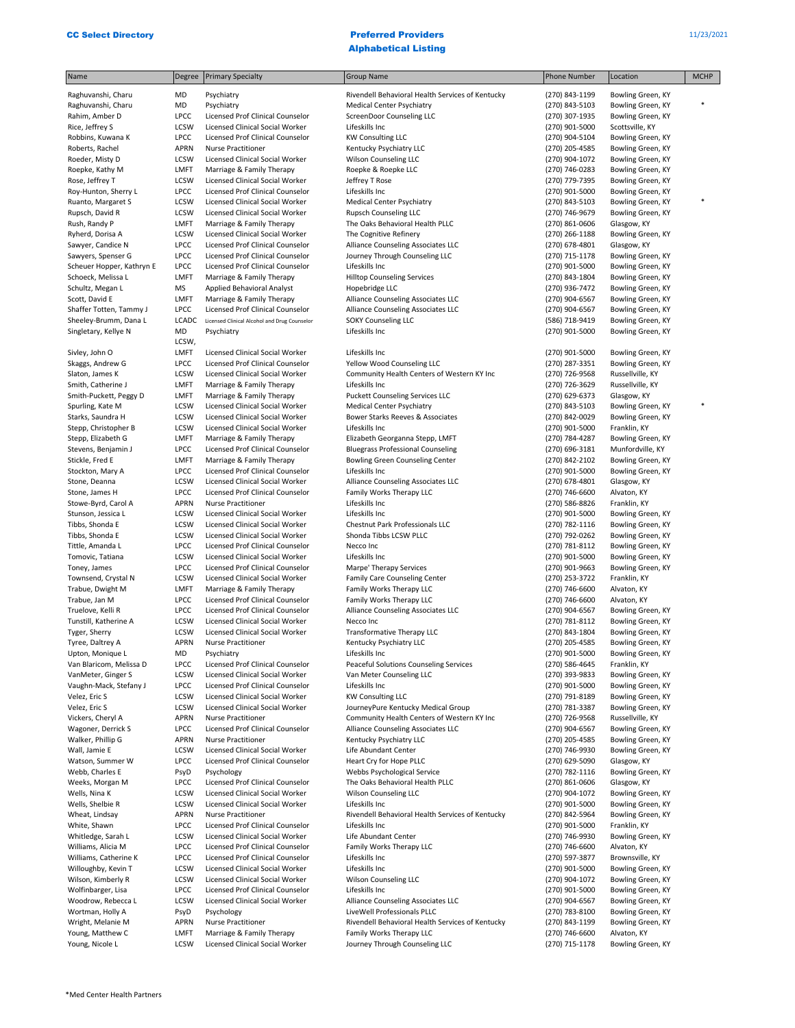| Name | Degree | Primary Specialty | Group Name | Phone Number | Location | MCHP |
|---|---|---|---|---|---|---|
| Raghuvanshi, Charu | MD | Psychiatry | Rivendell Behavioral Health Services of Kentucky | (270) 843-1199 | Bowling Green, KY | |
| Raghuvanshi, Charu | MD | Psychiatry | Medical Center Psychiatry | (270) 843-5103 | Bowling Green, KY | * |
| Rahim, Amber D | LPCC | Licensed Prof Clinical Counselor | ScreenDoor Counseling LLC | (270) 307-1935 | Bowling Green, KY | |
| Rice, Jeffrey S | LCSW | Licensed Clinical Social Worker | Lifeskills Inc | (270) 901-5000 | Scottsville, KY | |
| Robbins, Kuwana K | LPCC | Licensed Prof Clinical Counselor | KW Consulting LLC | (270) 904-5104 | Bowling Green, KY | |
| Roberts, Rachel | APRN | Nurse Practitioner | Kentucky Psychiatry LLC | (270) 205-4585 | Bowling Green, KY | |
| Roeder, Misty D | LCSW | Licensed Clinical Social Worker | Wilson Counseling LLC | (270) 904-1072 | Bowling Green, KY | |
| Roepke, Kathy M | LMFT | Marriage & Family Therapy | Roepke & Roepke LLC | (270) 746-0283 | Bowling Green, KY | |
| Rose, Jeffrey T | LCSW | Licensed Clinical Social Worker | Jeffrey T Rose | (270) 779-7395 | Bowling Green, KY | |
| Roy-Hunton, Sherry L | LPCC | Licensed Prof Clinical Counselor | Lifeskills Inc | (270) 901-5000 | Bowling Green, KY | |
| Ruanto, Margaret S | LCSW | Licensed Clinical Social Worker | Medical Center Psychiatry | (270) 843-5103 | Bowling Green, KY | * |
| Rupsch, David R | LCSW | Licensed Clinical Social Worker | Rupsch Counseling LLC | (270) 746-9679 | Bowling Green, KY | |
| Rush, Randy P | LMFT | Marriage & Family Therapy | The Oaks Behavioral Health PLLC | (270) 861-0606 | Glasgow, KY | |
| Ryherd, Dorisa A | LCSW | Licensed Clinical Social Worker | The Cognitive Refinery | (270) 266-1188 | Bowling Green, KY | |
| Sawyer, Candice N | LPCC | Licensed Prof Clinical Counselor | Alliance Counseling Associates LLC | (270) 678-4801 | Glasgow, KY | |
| Sawyers, Spenser G | LPCC | Licensed Prof Clinical Counselor | Journey Through Counseling LLC | (270) 715-1178 | Bowling Green, KY | |
| Scheuer Hopper, Kathryn E | LPCC | Licensed Prof Clinical Counselor | Lifeskills Inc | (270) 901-5000 | Bowling Green, KY | |
| Schoeck, Melissa L | LMFT | Marriage & Family Therapy | Hilltop Counseling Services | (270) 843-1804 | Bowling Green, KY | |
| Schultz, Megan L | MS | Applied Behavioral Analyst | Hopebridge LLC | (270) 936-7472 | Bowling Green, KY | |
| Scott, David E | LMFT | Marriage & Family Therapy | Alliance Counseling Associates LLC | (270) 904-6567 | Bowling Green, KY | |
| Shaffer Totten, Tammy J | LPCC | Licensed Prof Clinical Counselor | Alliance Counseling Associates LLC | (270) 904-6567 | Bowling Green, KY | |
| Sheeley-Brumm, Dana L | LCADC | Licensed Clinical Alcohol and Drug Counselor | SOKY Counseling LLC | (586) 718-9419 | Bowling Green, KY | |
| Singletary, Kellye N | MD | Psychiatry | Lifeskills Inc | (270) 901-5000 | Bowling Green, KY | |
| Sivley, John O | LCSW, LMFT | Licensed Clinical Social Worker | Lifeskills Inc | (270) 901-5000 | Bowling Green, KY | |
| Skaggs, Andrew G | LPCC | Licensed Prof Clinical Counselor | Yellow Wood Counseling LLC | (270) 287-3351 | Bowling Green, KY | |
| Slaton, James K | LCSW | Licensed Clinical Social Worker | Community Health Centers of Western KY Inc | (270) 726-9568 | Russellville, KY | |
| Smith, Catherine J | LMFT | Marriage & Family Therapy | Lifeskills Inc | (270) 726-3629 | Russellville, KY | |
| Smith-Puckett, Peggy D | LMFT | Marriage & Family Therapy | Puckett Counseling Services LLC | (270) 629-6373 | Glasgow, KY | |
| Spurling, Kate M | LCSW | Licensed Clinical Social Worker | Medical Center Psychiatry | (270) 843-5103 | Bowling Green, KY | * |
| Starks, Saundra H | LCSW | Licensed Clinical Social Worker | Bower Starks Reeves & Associates | (270) 842-0029 | Bowling Green, KY | |
| Stepp, Christopher B | LCSW | Licensed Clinical Social Worker | Lifeskills Inc | (270) 901-5000 | Franklin, KY | |
| Stepp, Elizabeth G | LMFT | Marriage & Family Therapy | Elizabeth Georganna Stepp, LMFT | (270) 784-4287 | Bowling Green, KY | |
| Stevens, Benjamin J | LPCC | Licensed Prof Clinical Counselor | Bluegrass Professional Counseling | (270) 696-3181 | Munfordville, KY | |
| Stickle, Fred E | LMFT | Marriage & Family Therapy | Bowling Green Counseling Center | (270) 842-2102 | Bowling Green, KY | |
| Stockton, Mary A | LPCC | Licensed Prof Clinical Counselor | Lifeskills Inc | (270) 901-5000 | Bowling Green, KY | |
| Stone, Deanna | LCSW | Licensed Clinical Social Worker | Alliance Counseling Associates LLC | (270) 678-4801 | Glasgow, KY | |
| Stone, James H | LPCC | Licensed Prof Clinical Counselor | Family Works Therapy LLC | (270) 746-6600 | Alvaton, KY | |
| Stowe-Byrd, Carol A | APRN | Nurse Practitioner | Lifeskills Inc | (270) 586-8826 | Franklin, KY | |
| Stunson, Jessica L | LCSW | Licensed Clinical Social Worker | Lifeskills Inc | (270) 901-5000 | Bowling Green, KY | |
| Tibbs, Shonda E | LCSW | Licensed Clinical Social Worker | Chestnut Park Professionals LLC | (270) 782-1116 | Bowling Green, KY | |
| Tibbs, Shonda E | LCSW | Licensed Clinical Social Worker | Shonda Tibbs LCSW PLLC | (270) 792-0262 | Bowling Green, KY | |
| Tittle, Amanda L | LPCC | Licensed Prof Clinical Counselor | Necco Inc | (270) 781-8112 | Bowling Green, KY | |
| Tomovic, Tatiana | LCSW | Licensed Clinical Social Worker | Lifeskills Inc | (270) 901-5000 | Bowling Green, KY | |
| Toney, James | LPCC | Licensed Prof Clinical Counselor | Marpe' Therapy Services | (270) 901-9663 | Bowling Green, KY | |
| Townsend, Crystal N | LCSW | Licensed Clinical Social Worker | Family Care Counseling Center | (270) 253-3722 | Franklin, KY | |
| Trabue, Dwight M | LMFT | Marriage & Family Therapy | Family Works Therapy LLC | (270) 746-6600 | Alvaton, KY | |
| Trabue, Jan M | LPCC | Licensed Prof Clinical Counselor | Family Works Therapy LLC | (270) 746-6600 | Alvaton, KY | |
| Truelove, Kelli R | LPCC | Licensed Prof Clinical Counselor | Alliance Counseling Associates LLC | (270) 904-6567 | Bowling Green, KY | |
| Tunstill, Katherine A | LCSW | Licensed Clinical Social Worker | Necco Inc | (270) 781-8112 | Bowling Green, KY | |
| Tyger, Sherry | LCSW | Licensed Clinical Social Worker | Transformative Therapy LLC | (270) 843-1804 | Bowling Green, KY | |
| Tyree, Daltrey A | APRN | Nurse Practitioner | Kentucky Psychiatry LLC | (270) 205-4585 | Bowling Green, KY | |
| Upton, Monique L | MD | Psychiatry | Lifeskills Inc | (270) 901-5000 | Bowling Green, KY | |
| Van Blaricom, Melissa D | LPCC | Licensed Prof Clinical Counselor | Peaceful Solutions Counseling Services | (270) 586-4645 | Franklin, KY | |
| VanMeter, Ginger S | LCSW | Licensed Clinical Social Worker | Van Meter Counseling LLC | (270) 393-9833 | Bowling Green, KY | |
| Vaughn-Mack, Stefany J | LPCC | Licensed Prof Clinical Counselor | Lifeskills Inc | (270) 901-5000 | Bowling Green, KY | |
| Velez, Eric S | LCSW | Licensed Clinical Social Worker | KW Consulting LLC | (270) 791-8189 | Bowling Green, KY | |
| Velez, Eric S | LCSW | Licensed Clinical Social Worker | JourneyPure Kentucky Medical Group | (270) 781-3387 | Bowling Green, KY | |
| Vickers, Cheryl A | APRN | Nurse Practitioner | Community Health Centers of Western KY Inc | (270) 726-9568 | Russellville, KY | |
| Wagoner, Derrick S | LPCC | Licensed Prof Clinical Counselor | Alliance Counseling Associates LLC | (270) 904-6567 | Bowling Green, KY | |
| Walker, Phillip G | APRN | Nurse Practitioner | Kentucky Psychiatry LLC | (270) 205-4585 | Bowling Green, KY | |
| Wall, Jamie E | LCSW | Licensed Clinical Social Worker | Life Abundant Center | (270) 746-9930 | Bowling Green, KY | |
| Watson, Summer W | LPCC | Licensed Prof Clinical Counselor | Heart Cry for Hope PLLC | (270) 629-5090 | Glasgow, KY | |
| Webb, Charles E | PsyD | Psychology | Webbs Psychological Service | (270) 782-1116 | Bowling Green, KY | |
| Weeks, Morgan M | LPCC | Licensed Prof Clinical Counselor | The Oaks Behavioral Health PLLC | (270) 861-0606 | Glasgow, KY | |
| Wells, Nina K | LCSW | Licensed Clinical Social Worker | Wilson Counseling LLC | (270) 904-1072 | Bowling Green, KY | |
| Wells, Shelbie R | LCSW | Licensed Clinical Social Worker | Lifeskills Inc | (270) 901-5000 | Bowling Green, KY | |
| Wheat, Lindsay | APRN | Nurse Practitioner | Rivendell Behavioral Health Services of Kentucky | (270) 842-5964 | Bowling Green, KY | |
| White, Shawn | LPCC | Licensed Prof Clinical Counselor | Lifeskills Inc | (270) 901-5000 | Franklin, KY | |
| Whitledge, Sarah L | LCSW | Licensed Clinical Social Worker | Life Abundant Center | (270) 746-9930 | Bowling Green, KY | |
| Williams, Alicia M | LPCC | Licensed Prof Clinical Counselor | Family Works Therapy LLC | (270) 746-6600 | Alvaton, KY | |
| Williams, Catherine K | LPCC | Licensed Prof Clinical Counselor | Lifeskills Inc | (270) 597-3877 | Brownsville, KY | |
| Willoughby, Kevin T | LCSW | Licensed Clinical Social Worker | Lifeskills Inc | (270) 901-5000 | Bowling Green, KY | |
| Wilson, Kimberly R | LCSW | Licensed Clinical Social Worker | Wilson Counseling LLC | (270) 904-1072 | Bowling Green, KY | |
| Wolfinbarger, Lisa | LPCC | Licensed Prof Clinical Counselor | Lifeskills Inc | (270) 901-5000 | Bowling Green, KY | |
| Woodrow, Rebecca L | LCSW | Licensed Clinical Social Worker | Alliance Counseling Associates LLC | (270) 904-6567 | Bowling Green, KY | |
| Wortman, Holly A | PsyD | Psychology | LiveWell Professionals PLLC | (270) 783-8100 | Bowling Green, KY | |
| Wright, Melanie M | APRN | Nurse Practitioner | Rivendell Behavioral Health Services of Kentucky | (270) 843-1199 | Bowling Green, KY | |
| Young, Matthew C | LMFT | Marriage & Family Therapy | Family Works Therapy LLC | (270) 746-6600 | Alvaton, KY | |
| Young, Nicole L | LCSW | Licensed Clinical Social Worker | Journey Through Counseling LLC | (270) 715-1178 | Bowling Green, KY | |

*Med Center Health Partners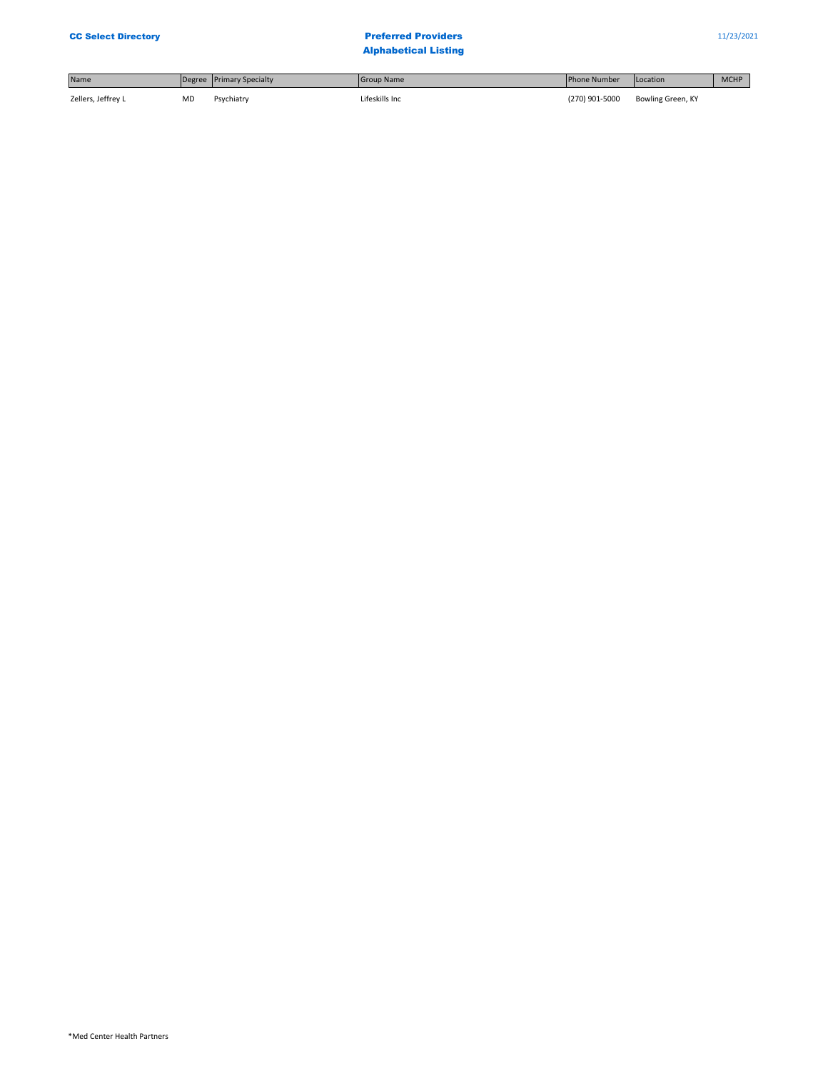| Name | Degree | Primary Specialty | Group Name | Phone Number | Location | MCHP |
|---|---|---|---|---|---|---|
| Zellers, Jeffrey L | MD | Psychiatry | Lifeskills Inc | (270) 901-5000 | Bowling Green, KY | |

*Med Center Health Partners